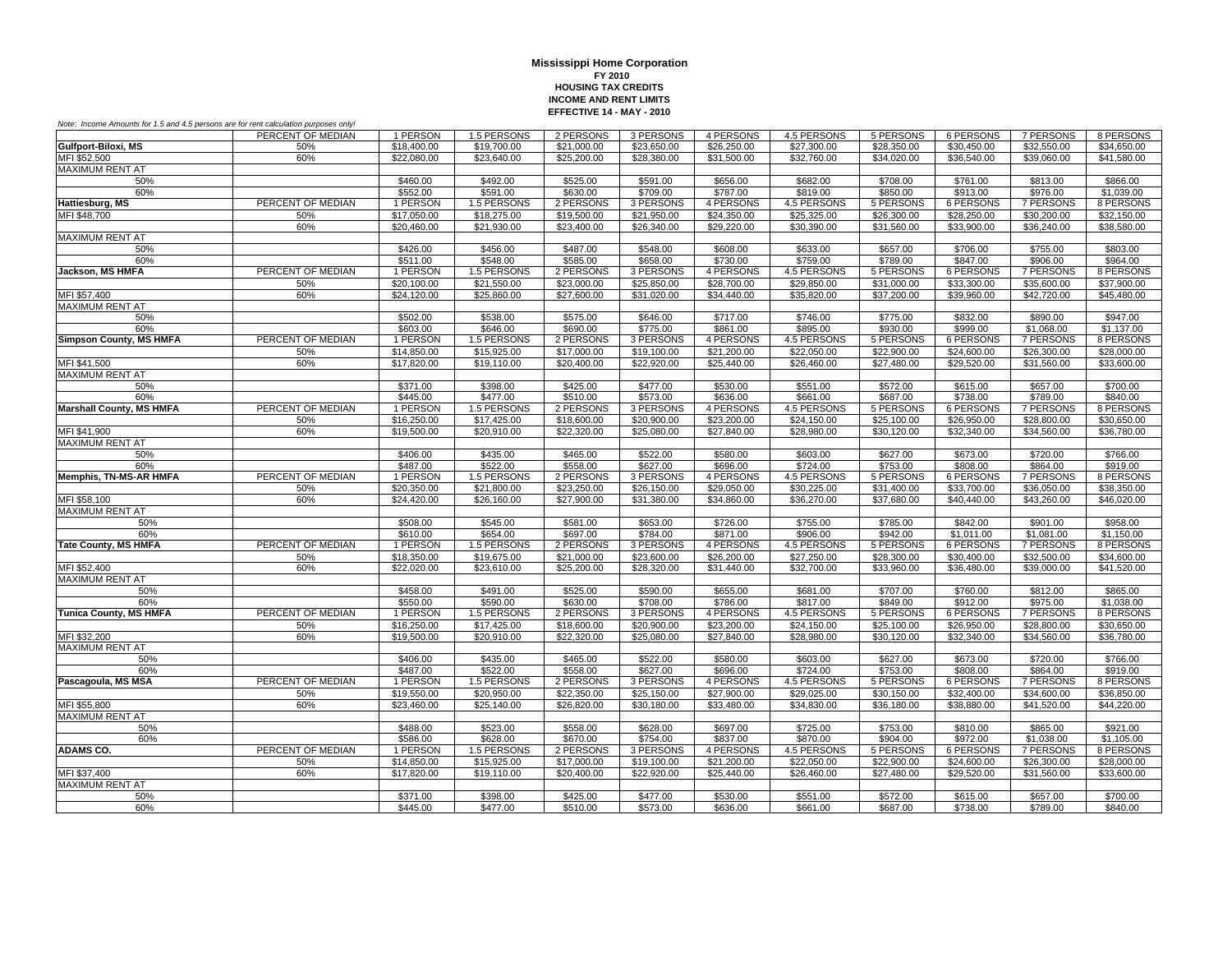**Mississippi Home Corporation**
**FY 2010**
**HOUSING TAX CREDITS**
**INCOME AND RENT LIMITS**
**EFFECTIVE 14 - MAY - 2010**

*Note: Income Amounts for 1.5 and 4.5 persons are for rent calculation purposes only!*

| | PERCENT OF MEDIAN | 1 PERSON | 1.5 PERSONS | 2 PERSONS | 3 PERSONS | 4 PERSONS | 4.5 PERSONS | 5 PERSONS | 6 PERSONS | 7 PERSONS | 8 PERSONS |
|---|---|---|---|---|---|---|---|---|---|---|---|
| **Gulfport-Biloxi, MS** | 50% | $18,400.00 | $19,700.00 | $21,000.00 | $23,650.00 | $26,250.00 | $27,300.00 | $28,350.00 | $30,450.00 | $32,550.00 | $34,650.00 |
| MFI $52,500 | 60% | $22,080.00 | $23,640.00 | $25,200.00 | $28,380.00 | $31,500.00 | $32,760.00 | $34,020.00 | $36,540.00 | $39,060.00 | $41,580.00 |
| MAXIMUM RENT AT | | | | | | | | | | | |
| 50% | | $460.00 | $492.00 | $525.00 | $591.00 | $656.00 | $682.00 | $708.00 | $761.00 | $813.00 | $866.00 |
| 60% | | $552.00 | $591.00 | $630.00 | $709.00 | $787.00 | $819.00 | $850.00 | $913.00 | $976.00 | $1,039.00 |
| **Hattiesburg, MS** | PERCENT OF MEDIAN | 1 PERSON | 1.5 PERSONS | 2 PERSONS | 3 PERSONS | 4 PERSONS | 4.5 PERSONS | 5 PERSONS | 6 PERSONS | 7 PERSONS | 8 PERSONS |
| MFI $48,700 | 50% | $17,050.00 | $18,275.00 | $19,500.00 | $21,950.00 | $24,350.00 | $25,325.00 | $26,300.00 | $28,250.00 | $30,200.00 | $32,150.00 |
| | 60% | $20,460.00 | $21,930.00 | $23,400.00 | $26,340.00 | $29,220.00 | $30,390.00 | $31,560.00 | $33,900.00 | $36,240.00 | $38,580.00 |
| MAXIMUM RENT AT | | | | | | | | | | | |
| 50% | | $426.00 | $456.00 | $487.00 | $548.00 | $608.00 | $633.00 | $657.00 | $706.00 | $755.00 | $803.00 |
| 60% | | $511.00 | $548.00 | $585.00 | $658.00 | $730.00 | $759.00 | $789.00 | $847.00 | $906.00 | $964.00 |
| **Jackson, MS HMFA** | PERCENT OF MEDIAN | 1 PERSON | 1.5 PERSONS | 2 PERSONS | 3 PERSONS | 4 PERSONS | 4.5 PERSONS | 5 PERSONS | 6 PERSONS | 7 PERSONS | 8 PERSONS |
| | 50% | $20,100.00 | $21,550.00 | $23,000.00 | $25,850.00 | $28,700.00 | $29,850.00 | $31,000.00 | $33,300.00 | $35,600.00 | $37,900.00 |
| MFI $57,400 | 60% | $24,120.00 | $25,860.00 | $27,600.00 | $31,020.00 | $34,440.00 | $35,820.00 | $37,200.00 | $39,960.00 | $42,720.00 | $45,480.00 |
| MAXIMUM RENT AT | | | | | | | | | | | |
| 50% | | $502.00 | $538.00 | $575.00 | $646.00 | $717.00 | $746.00 | $775.00 | $832.00 | $890.00 | $947.00 |
| 60% | | $603.00 | $646.00 | $690.00 | $775.00 | $861.00 | $895.00 | $930.00 | $999.00 | $1,068.00 | $1,137.00 |
| **Simpson County, MS HMFA** | PERCENT OF MEDIAN | 1 PERSON | 1.5 PERSONS | 2 PERSONS | 3 PERSONS | 4 PERSONS | 4.5 PERSONS | 5 PERSONS | 6 PERSONS | 7 PERSONS | 8 PERSONS |
| | 50% | $14,850.00 | $15,925.00 | $17,000.00 | $19,100.00 | $21,200.00 | $22,050.00 | $22,900.00 | $24,600.00 | $26,300.00 | $28,000.00 |
| MFI $41,500 | 60% | $17,820.00 | $19,110.00 | $20,400.00 | $22,920.00 | $25,440.00 | $26,460.00 | $27,480.00 | $29,520.00 | $31,560.00 | $33,600.00 |
| MAXIMUM RENT AT | | | | | | | | | | | |
| 50% | | $371.00 | $398.00 | $425.00 | $477.00 | $530.00 | $551.00 | $572.00 | $615.00 | $657.00 | $700.00 |
| 60% | | $445.00 | $477.00 | $510.00 | $573.00 | $636.00 | $661.00 | $687.00 | $738.00 | $789.00 | $840.00 |
| **Marshall County, MS HMFA** | PERCENT OF MEDIAN | 1 PERSON | 1.5 PERSONS | 2 PERSONS | 3 PERSONS | 4 PERSONS | 4.5 PERSONS | 5 PERSONS | 6 PERSONS | 7 PERSONS | 8 PERSONS |
| | 50% | $16,250.00 | $17,425.00 | $18,600.00 | $20,900.00 | $23,200.00 | $24,150.00 | $25,100.00 | $26,950.00 | $28,800.00 | $30,650.00 |
| MFI $41,900 | 60% | $19,500.00 | $20,910.00 | $22,320.00 | $25,080.00 | $27,840.00 | $28,980.00 | $30,120.00 | $32,340.00 | $34,560.00 | $36,780.00 |
| MAXIMUM RENT AT | | | | | | | | | | | |
| 50% | | $406.00 | $435.00 | $465.00 | $522.00 | $580.00 | $603.00 | $627.00 | $673.00 | $720.00 | $766.00 |
| 60% | | $487.00 | $522.00 | $558.00 | $627.00 | $696.00 | $724.00 | $753.00 | $808.00 | $864.00 | $919.00 |
| **Memphis, TN-MS-AR HMFA** | PERCENT OF MEDIAN | 1 PERSON | 1.5 PERSONS | 2 PERSONS | 3 PERSONS | 4 PERSONS | 4.5 PERSONS | 5 PERSONS | 6 PERSONS | 7 PERSONS | 8 PERSONS |
| | 50% | $20,350.00 | $21,800.00 | $23,250.00 | $26,150.00 | $29,050.00 | $30,225.00 | $31,400.00 | $33,700.00 | $36,050.00 | $38,350.00 |
| MFI $58,100 | 60% | $24,420.00 | $26,160.00 | $27,900.00 | $31,380.00 | $34,860.00 | $36,270.00 | $37,680.00 | $40,440.00 | $43,260.00 | $46,020.00 |
| MAXIMUM RENT AT | | | | | | | | | | | |
| 50% | | $508.00 | $545.00 | $581.00 | $653.00 | $726.00 | $755.00 | $785.00 | $842.00 | $901.00 | $958.00 |
| 60% | | $610.00 | $654.00 | $697.00 | $784.00 | $871.00 | $906.00 | $942.00 | $1,011.00 | $1,081.00 | $1,150.00 |
| **Tate County, MS HMFA** | PERCENT OF MEDIAN | 1 PERSON | 1.5 PERSONS | 2 PERSONS | 3 PERSONS | 4 PERSONS | 4.5 PERSONS | 5 PERSONS | 6 PERSONS | 7 PERSONS | 8 PERSONS |
| | 50% | $18,350.00 | $19,675.00 | $21,000.00 | $23,600.00 | $26,200.00 | $27,250.00 | $28,300.00 | $30,400.00 | $32,500.00 | $34,600.00 |
| MFI $52,400 | 60% | $22,020.00 | $23,610.00 | $25,200.00 | $28,320.00 | $31,440.00 | $32,700.00 | $33,960.00 | $36,480.00 | $39,000.00 | $41,520.00 |
| MAXIMUM RENT AT | | | | | | | | | | | |
| 50% | | $458.00 | $491.00 | $525.00 | $590.00 | $655.00 | $681.00 | $707.00 | $760.00 | $812.00 | $865.00 |
| 60% | | $550.00 | $590.00 | $630.00 | $708.00 | $786.00 | $817.00 | $849.00 | $912.00 | $975.00 | $1,038.00 |
| **Tunica County, MS HMFA** | PERCENT OF MEDIAN | 1 PERSON | 1.5 PERSONS | 2 PERSONS | 3 PERSONS | 4 PERSONS | 4.5 PERSONS | 5 PERSONS | 6 PERSONS | 7 PERSONS | 8 PERSONS |
| | 50% | $16,250.00 | $17,425.00 | $18,600.00 | $20,900.00 | $23,200.00 | $24,150.00 | $25,100.00 | $26,950.00 | $28,800.00 | $30,650.00 |
| MFI $32,200 | 60% | $19,500.00 | $20,910.00 | $22,320.00 | $25,080.00 | $27,840.00 | $28,980.00 | $30,120.00 | $32,340.00 | $34,560.00 | $36,780.00 |
| MAXIMUM RENT AT | | | | | | | | | | | |
| 50% | | $406.00 | $435.00 | $465.00 | $522.00 | $580.00 | $603.00 | $627.00 | $673.00 | $720.00 | $766.00 |
| 60% | | $487.00 | $522.00 | $558.00 | $627.00 | $696.00 | $724.00 | $753.00 | $808.00 | $864.00 | $919.00 |
| **Pascagoula, MS MSA** | PERCENT OF MEDIAN | 1 PERSON | 1.5 PERSONS | 2 PERSONS | 3 PERSONS | 4 PERSONS | 4.5 PERSONS | 5 PERSONS | 6 PERSONS | 7 PERSONS | 8 PERSONS |
| | 50% | $19,550.00 | $20,950.00 | $22,350.00 | $25,150.00 | $27,900.00 | $29,025.00 | $30,150.00 | $32,400.00 | $34,600.00 | $36,850.00 |
| MFI $55,800 | 60% | $23,460.00 | $25,140.00 | $26,820.00 | $30,180.00 | $33,480.00 | $34,830.00 | $36,180.00 | $38,880.00 | $41,520.00 | $44,220.00 |
| MAXIMUM RENT AT | | | | | | | | | | | |
| 50% | | $488.00 | $523.00 | $558.00 | $628.00 | $697.00 | $725.00 | $753.00 | $810.00 | $865.00 | $921.00 |
| 60% | | $586.00 | $628.00 | $670.00 | $754.00 | $837.00 | $870.00 | $904.00 | $972.00 | $1,038.00 | $1,105.00 |
| **ADAMS CO.** | PERCENT OF MEDIAN | 1 PERSON | 1.5 PERSONS | 2 PERSONS | 3 PERSONS | 4 PERSONS | 4.5 PERSONS | 5 PERSONS | 6 PERSONS | 7 PERSONS | 8 PERSONS |
| | 50% | $14,850.00 | $15,925.00 | $17,000.00 | $19,100.00 | $21,200.00 | $22,050.00 | $22,900.00 | $24,600.00 | $26,300.00 | $28,000.00 |
| MFI $37,400 | 60% | $17,820.00 | $19,110.00 | $20,400.00 | $22,920.00 | $25,440.00 | $26,460.00 | $27,480.00 | $29,520.00 | $31,560.00 | $33,600.00 |
| MAXIMUM RENT AT | | | | | | | | | | | |
| 50% | | $371.00 | $398.00 | $425.00 | $477.00 | $530.00 | $551.00 | $572.00 | $615.00 | $657.00 | $700.00 |
| 60% | | $445.00 | $477.00 | $510.00 | $573.00 | $636.00 | $661.00 | $687.00 | $738.00 | $789.00 | $840.00 |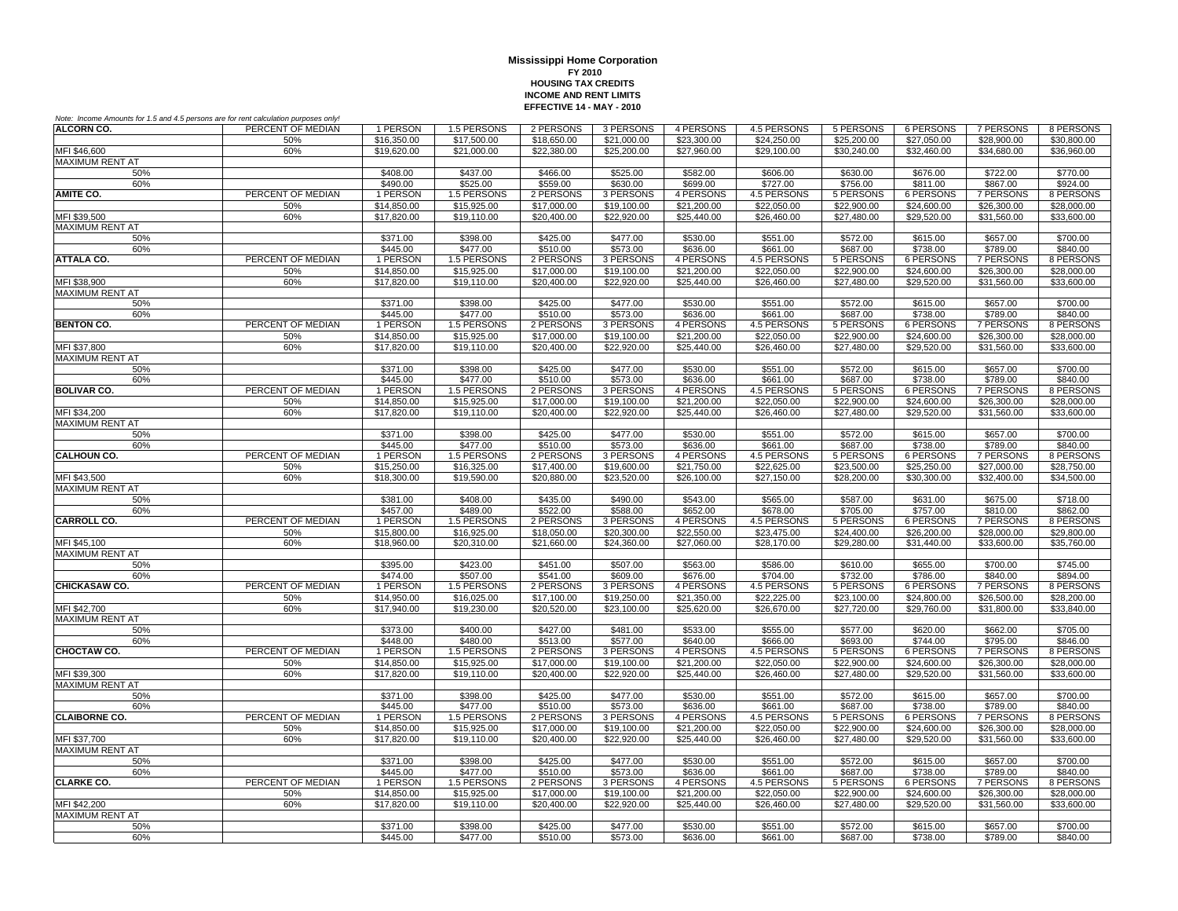**Mississippi Home Corporation**
**FY 2010**
**HOUSING TAX CREDITS**
**INCOME AND RENT LIMITS**
**EFFECTIVE 14 - MAY - 2010**

*Note: Income Amounts for 1.5 and 4.5 persons are for rent calculation purposes only!*

| | | | | | | | | | | | |
|---|---|---|---|---|---|---|---|---|---|---|---|
| **ALCORN CO.** | PERCENT OF MEDIAN | 1 PERSON | 1.5 PERSONS | 2 PERSONS | 3 PERSONS | 4 PERSONS | 4.5 PERSONS | 5 PERSONS | 6 PERSONS | 7 PERSONS | 8 PERSONS |
| | 50% | $16,350.00 | $17,500.00 | $18,650.00 | $21,000.00 | $23,300.00 | $24,250.00 | $25,200.00 | $27,050.00 | $28,900.00 | $30,800.00 |
| MFI $46,600 | 60% | $19,620.00 | $21,000.00 | $22,380.00 | $25,200.00 | $27,960.00 | $29,100.00 | $30,240.00 | $32,460.00 | $34,680.00 | $36,960.00 |
| MAXIMUM RENT AT | | | | | | | | | | | |
| 50% | | $408.00 | $437.00 | $466.00 | $525.00 | $582.00 | $606.00 | $630.00 | $676.00 | $722.00 | $770.00 |
| 60% | | $490.00 | $525.00 | $559.00 | $630.00 | $699.00 | $727.00 | $756.00 | $811.00 | $867.00 | $924.00 |
| **AMITE CO.** | PERCENT OF MEDIAN | 1 PERSON | 1.5 PERSONS | 2 PERSONS | 3 PERSONS | 4 PERSONS | 4.5 PERSONS | 5 PERSONS | 6 PERSONS | 7 PERSONS | 8 PERSONS |
| | 50% | $14,850.00 | $15,925.00 | $17,000.00 | $19,100.00 | $21,200.00 | $22,050.00 | $22,900.00 | $24,600.00 | $26,300.00 | $28,000.00 |
| MFI $39,500 | 60% | $17,820.00 | $19,110.00 | $20,400.00 | $22,920.00 | $25,440.00 | $26,460.00 | $27,480.00 | $29,520.00 | $31,560.00 | $33,600.00 |
| MAXIMUM RENT AT | | | | | | | | | | | |
| 50% | | $371.00 | $398.00 | $425.00 | $477.00 | $530.00 | $551.00 | $572.00 | $615.00 | $657.00 | $700.00 |
| 60% | | $445.00 | $477.00 | $510.00 | $573.00 | $636.00 | $661.00 | $687.00 | $738.00 | $789.00 | $840.00 |
| **ATTALA CO.** | PERCENT OF MEDIAN | 1 PERSON | 1.5 PERSONS | 2 PERSONS | 3 PERSONS | 4 PERSONS | 4.5 PERSONS | 5 PERSONS | 6 PERSONS | 7 PERSONS | 8 PERSONS |
| | 50% | $14,850.00 | $15,925.00 | $17,000.00 | $19,100.00 | $21,200.00 | $22,050.00 | $22,900.00 | $24,600.00 | $26,300.00 | $28,000.00 |
| MFI $38,900 | 60% | $17,820.00 | $19,110.00 | $20,400.00 | $22,920.00 | $25,440.00 | $26,460.00 | $27,480.00 | $29,520.00 | $31,560.00 | $33,600.00 |
| MAXIMUM RENT AT | | | | | | | | | | | |
| 50% | | $371.00 | $398.00 | $425.00 | $477.00 | $530.00 | $551.00 | $572.00 | $615.00 | $657.00 | $700.00 |
| 60% | | $445.00 | $477.00 | $510.00 | $573.00 | $636.00 | $661.00 | $687.00 | $738.00 | $789.00 | $840.00 |
| **BENTON CO.** | PERCENT OF MEDIAN | 1 PERSON | 1.5 PERSONS | 2 PERSONS | 3 PERSONS | 4 PERSONS | 4.5 PERSONS | 5 PERSONS | 6 PERSONS | 7 PERSONS | 8 PERSONS |
| | 50% | $14,850.00 | $15,925.00 | $17,000.00 | $19,100.00 | $21,200.00 | $22,050.00 | $22,900.00 | $24,600.00 | $26,300.00 | $28,000.00 |
| MFI $37,800 | 60% | $17,820.00 | $19,110.00 | $20,400.00 | $22,920.00 | $25,440.00 | $26,460.00 | $27,480.00 | $29,520.00 | $31,560.00 | $33,600.00 |
| MAXIMUM RENT AT | | | | | | | | | | | |
| 50% | | $371.00 | $398.00 | $425.00 | $477.00 | $530.00 | $551.00 | $572.00 | $615.00 | $657.00 | $700.00 |
| 60% | | $445.00 | $477.00 | $510.00 | $573.00 | $636.00 | $661.00 | $687.00 | $738.00 | $789.00 | $840.00 |
| **BOLIVAR CO.** | PERCENT OF MEDIAN | 1 PERSON | 1.5 PERSONS | 2 PERSONS | 3 PERSONS | 4 PERSONS | 4.5 PERSONS | 5 PERSONS | 6 PERSONS | 7 PERSONS | 8 PERSONS |
| | 50% | $14,850.00 | $15,925.00 | $17,000.00 | $19,100.00 | $21,200.00 | $22,050.00 | $22,900.00 | $24,600.00 | $26,300.00 | $28,000.00 |
| MFI $34,200 | 60% | $17,820.00 | $19,110.00 | $20,400.00 | $22,920.00 | $25,440.00 | $26,460.00 | $27,480.00 | $29,520.00 | $31,560.00 | $33,600.00 |
| MAXIMUM RENT AT | | | | | | | | | | | |
| 50% | | $371.00 | $398.00 | $425.00 | $477.00 | $530.00 | $551.00 | $572.00 | $615.00 | $657.00 | $700.00 |
| 60% | | $445.00 | $477.00 | $510.00 | $573.00 | $636.00 | $661.00 | $687.00 | $738.00 | $789.00 | $840.00 |
| **CALHOUN CO.** | PERCENT OF MEDIAN | 1 PERSON | 1.5 PERSONS | 2 PERSONS | 3 PERSONS | 4 PERSONS | 4.5 PERSONS | 5 PERSONS | 6 PERSONS | 7 PERSONS | 8 PERSONS |
| | 50% | $15,250.00 | $16,325.00 | $17,400.00 | $19,600.00 | $21,750.00 | $22,625.00 | $23,500.00 | $25,250.00 | $27,000.00 | $28,750.00 |
| MFI $43,500 | 60% | $18,300.00 | $19,590.00 | $20,880.00 | $23,520.00 | $26,100.00 | $27,150.00 | $28,200.00 | $30,300.00 | $32,400.00 | $34,500.00 |
| MAXIMUM RENT AT | | | | | | | | | | | |
| 50% | | $381.00 | $408.00 | $435.00 | $490.00 | $543.00 | $565.00 | $587.00 | $631.00 | $675.00 | $718.00 |
| 60% | | $457.00 | $489.00 | $522.00 | $588.00 | $652.00 | $678.00 | $705.00 | $757.00 | $810.00 | $862.00 |
| **CARROLL CO.** | PERCENT OF MEDIAN | 1 PERSON | 1.5 PERSONS | 2 PERSONS | 3 PERSONS | 4 PERSONS | 4.5 PERSONS | 5 PERSONS | 6 PERSONS | 7 PERSONS | 8 PERSONS |
| | 50% | $15,800.00 | $16,925.00 | $18,050.00 | $20,300.00 | $22,550.00 | $23,475.00 | $24,400.00 | $26,200.00 | $28,000.00 | $29,800.00 |
| MFI $45,100 | 60% | $18,960.00 | $20,310.00 | $21,660.00 | $24,360.00 | $27,060.00 | $28,170.00 | $29,280.00 | $31,440.00 | $33,600.00 | $35,760.00 |
| MAXIMUM RENT AT | | | | | | | | | | | |
| 50% | | $395.00 | $423.00 | $451.00 | $507.00 | $563.00 | $586.00 | $610.00 | $655.00 | $700.00 | $745.00 |
| 60% | | $474.00 | $507.00 | $541.00 | $609.00 | $676.00 | $704.00 | $732.00 | $786.00 | $840.00 | $894.00 |
| **CHICKASAW CO.** | PERCENT OF MEDIAN | 1 PERSON | 1.5 PERSONS | 2 PERSONS | 3 PERSONS | 4 PERSONS | 4.5 PERSONS | 5 PERSONS | 6 PERSONS | 7 PERSONS | 8 PERSONS |
| | 50% | $14,950.00 | $16,025.00 | $17,100.00 | $19,250.00 | $21,350.00 | $22,225.00 | $23,100.00 | $24,800.00 | $26,500.00 | $28,200.00 |
| MFI $42,700 | 60% | $17,940.00 | $19,230.00 | $20,520.00 | $23,100.00 | $25,620.00 | $26,670.00 | $27,720.00 | $29,760.00 | $31,800.00 | $33,840.00 |
| MAXIMUM RENT AT | | | | | | | | | | | |
| 50% | | $373.00 | $400.00 | $427.00 | $481.00 | $533.00 | $555.00 | $577.00 | $620.00 | $662.00 | $705.00 |
| 60% | | $448.00 | $480.00 | $513.00 | $577.00 | $640.00 | $666.00 | $693.00 | $744.00 | $795.00 | $846.00 |
| **CHOCTAW CO.** | PERCENT OF MEDIAN | 1 PERSON | 1.5 PERSONS | 2 PERSONS | 3 PERSONS | 4 PERSONS | 4.5 PERSONS | 5 PERSONS | 6 PERSONS | 7 PERSONS | 8 PERSONS |
| | 50% | $14,850.00 | $15,925.00 | $17,000.00 | $19,100.00 | $21,200.00 | $22,050.00 | $22,900.00 | $24,600.00 | $26,300.00 | $28,000.00 |
| MFI $39,300 | 60% | $17,820.00 | $19,110.00 | $20,400.00 | $22,920.00 | $25,440.00 | $26,460.00 | $27,480.00 | $29,520.00 | $31,560.00 | $33,600.00 |
| MAXIMUM RENT AT | | | | | | | | | | | |
| 50% | | $371.00 | $398.00 | $425.00 | $477.00 | $530.00 | $551.00 | $572.00 | $615.00 | $657.00 | $700.00 |
| 60% | | $445.00 | $477.00 | $510.00 | $573.00 | $636.00 | $661.00 | $687.00 | $738.00 | $789.00 | $840.00 |
| **CLAIBORNE CO.** | PERCENT OF MEDIAN | 1 PERSON | 1.5 PERSONS | 2 PERSONS | 3 PERSONS | 4 PERSONS | 4.5 PERSONS | 5 PERSONS | 6 PERSONS | 7 PERSONS | 8 PERSONS |
| | 50% | $14,850.00 | $15,925.00 | $17,000.00 | $19,100.00 | $21,200.00 | $22,050.00 | $22,900.00 | $24,600.00 | $26,300.00 | $28,000.00 |
| MFI $37,700 | 60% | $17,820.00 | $19,110.00 | $20,400.00 | $22,920.00 | $25,440.00 | $26,460.00 | $27,480.00 | $29,520.00 | $31,560.00 | $33,600.00 |
| MAXIMUM RENT AT | | | | | | | | | | | |
| 50% | | $371.00 | $398.00 | $425.00 | $477.00 | $530.00 | $551.00 | $572.00 | $615.00 | $657.00 | $700.00 |
| 60% | | $445.00 | $477.00 | $510.00 | $573.00 | $636.00 | $661.00 | $687.00 | $738.00 | $789.00 | $840.00 |
| **CLARKE CO.** | PERCENT OF MEDIAN | 1 PERSON | 1.5 PERSONS | 2 PERSONS | 3 PERSONS | 4 PERSONS | 4.5 PERSONS | 5 PERSONS | 6 PERSONS | 7 PERSONS | 8 PERSONS |
| | 50% | $14,850.00 | $15,925.00 | $17,000.00 | $19,100.00 | $21,200.00 | $22,050.00 | $22,900.00 | $24,600.00 | $26,300.00 | $28,000.00 |
| MFI $42,200 | 60% | $17,820.00 | $19,110.00 | $20,400.00 | $22,920.00 | $25,440.00 | $26,460.00 | $27,480.00 | $29,520.00 | $31,560.00 | $33,600.00 |
| MAXIMUM RENT AT | | | | | | | | | | | |
| 50% | | $371.00 | $398.00 | $425.00 | $477.00 | $530.00 | $551.00 | $572.00 | $615.00 | $657.00 | $700.00 |
| 60% | | $445.00 | $477.00 | $510.00 | $573.00 | $636.00 | $661.00 | $687.00 | $738.00 | $789.00 | $840.00 |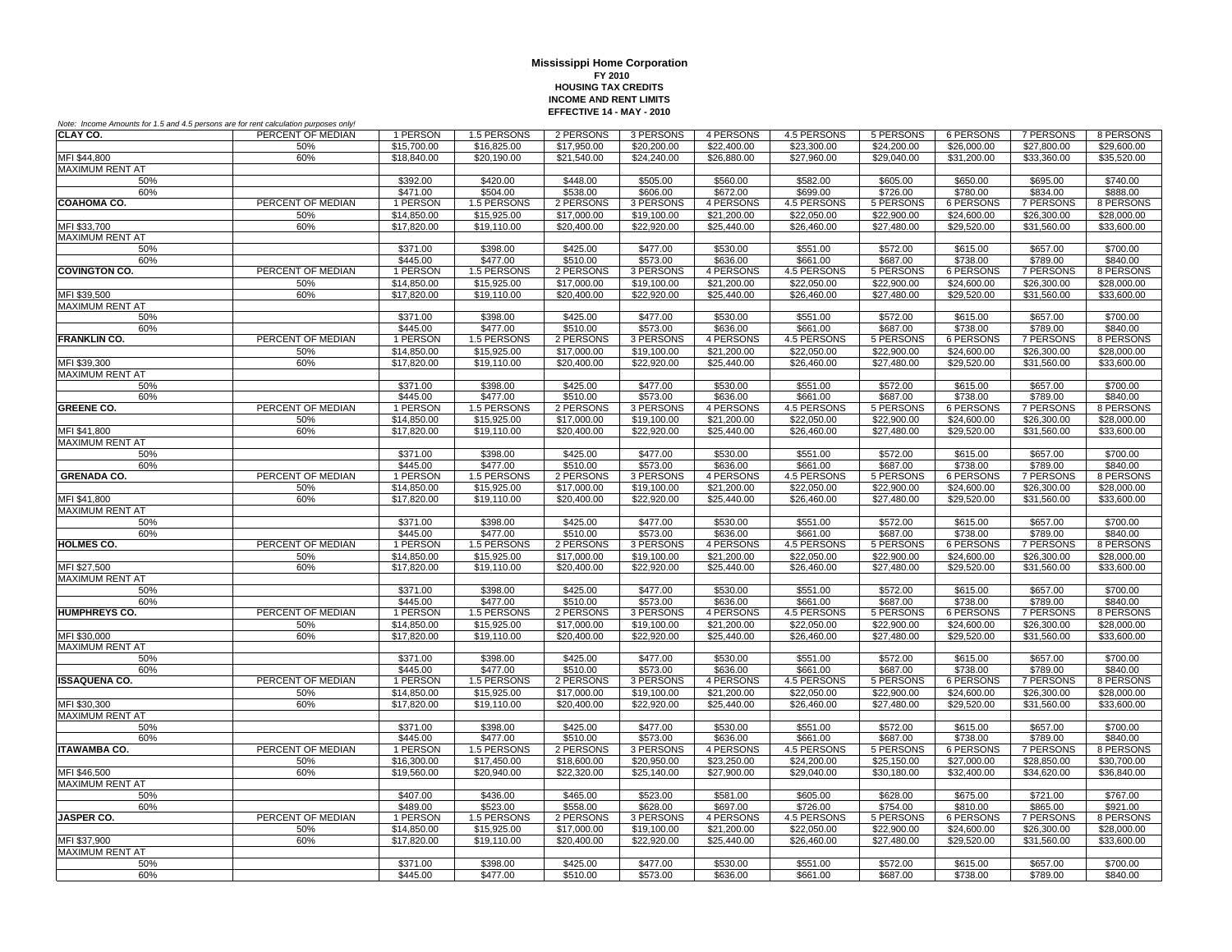**Mississippi Home Corporation**
**FY 2010**
**HOUSING TAX CREDITS**
**INCOME AND RENT LIMITS**
**EFFECTIVE 14 - MAY - 2010**

*Note: Income Amounts for 1.5 and 4.5 persons are for rent calculation purposes only!*

| | | | | | | | | | | | |
|---|---|---|---|---|---|---|---|---|---|---|---|
| **CLAY CO.** | PERCENT OF MEDIAN | 1 PERSON | 1.5 PERSONS | 2 PERSONS | 3 PERSONS | 4 PERSONS | 4.5 PERSONS | 5 PERSONS | 6 PERSONS | 7 PERSONS | 8 PERSONS |
| | 50% | $15,700.00 | $16,825.00 | $17,950.00 | $20,200.00 | $22,400.00 | $23,300.00 | $24,200.00 | $26,000.00 | $27,800.00 | $29,600.00 |
| MFI $44,800 | 60% | $18,840.00 | $20,190.00 | $21,540.00 | $24,240.00 | $26,880.00 | $27,960.00 | $29,040.00 | $31,200.00 | $33,360.00 | $35,520.00 |
| MAXIMUM RENT AT | | | | | | | | | | | |
| 50% | | $392.00 | $420.00 | $448.00 | $505.00 | $560.00 | $582.00 | $605.00 | $650.00 | $695.00 | $740.00 |
| 60% | | $471.00 | $504.00 | $538.00 | $606.00 | $672.00 | $699.00 | $726.00 | $780.00 | $834.00 | $888.00 |
| **COAHOMA CO.** | PERCENT OF MEDIAN | 1 PERSON | 1.5 PERSONS | 2 PERSONS | 3 PERSONS | 4 PERSONS | 4.5 PERSONS | 5 PERSONS | 6 PERSONS | 7 PERSONS | 8 PERSONS |
| | 50% | $14,850.00 | $15,925.00 | $17,000.00 | $19,100.00 | $21,200.00 | $22,050.00 | $22,900.00 | $24,600.00 | $26,300.00 | $28,000.00 |
| MFI $33,700 | 60% | $17,820.00 | $19,110.00 | $20,400.00 | $22,920.00 | $25,440.00 | $26,460.00 | $27,480.00 | $29,520.00 | $31,560.00 | $33,600.00 |
| MAXIMUM RENT AT | | | | | | | | | | | |
| 50% | | $371.00 | $398.00 | $425.00 | $477.00 | $530.00 | $551.00 | $572.00 | $615.00 | $657.00 | $700.00 |
| 60% | | $445.00 | $477.00 | $510.00 | $573.00 | $636.00 | $661.00 | $687.00 | $738.00 | $789.00 | $840.00 |
| **COVINGTON CO.** | PERCENT OF MEDIAN | 1 PERSON | 1.5 PERSONS | 2 PERSONS | 3 PERSONS | 4 PERSONS | 4.5 PERSONS | 5 PERSONS | 6 PERSONS | 7 PERSONS | 8 PERSONS |
| | 50% | $14,850.00 | $15,925.00 | $17,000.00 | $19,100.00 | $21,200.00 | $22,050.00 | $22,900.00 | $24,600.00 | $26,300.00 | $28,000.00 |
| MFI $39,500 | 60% | $17,820.00 | $19,110.00 | $20,400.00 | $22,920.00 | $25,440.00 | $26,460.00 | $27,480.00 | $29,520.00 | $31,560.00 | $33,600.00 |
| MAXIMUM RENT AT | | | | | | | | | | | |
| 50% | | $371.00 | $398.00 | $425.00 | $477.00 | $530.00 | $551.00 | $572.00 | $615.00 | $657.00 | $700.00 |
| 60% | | $445.00 | $477.00 | $510.00 | $573.00 | $636.00 | $661.00 | $687.00 | $738.00 | $789.00 | $840.00 |
| **FRANKLIN CO.** | PERCENT OF MEDIAN | 1 PERSON | 1.5 PERSONS | 2 PERSONS | 3 PERSONS | 4 PERSONS | 4.5 PERSONS | 5 PERSONS | 6 PERSONS | 7 PERSONS | 8 PERSONS |
| | 50% | $14,850.00 | $15,925.00 | $17,000.00 | $19,100.00 | $21,200.00 | $22,050.00 | $22,900.00 | $24,600.00 | $26,300.00 | $28,000.00 |
| MFI $39,300 | 60% | $17,820.00 | $19,110.00 | $20,400.00 | $22,920.00 | $25,440.00 | $26,460.00 | $27,480.00 | $29,520.00 | $31,560.00 | $33,600.00 |
| MAXIMUM RENT AT | | | | | | | | | | | |
| 50% | | $371.00 | $398.00 | $425.00 | $477.00 | $530.00 | $551.00 | $572.00 | $615.00 | $657.00 | $700.00 |
| 60% | | $445.00 | $477.00 | $510.00 | $573.00 | $636.00 | $661.00 | $687.00 | $738.00 | $789.00 | $840.00 |
| **GREENE CO.** | PERCENT OF MEDIAN | 1 PERSON | 1.5 PERSONS | 2 PERSONS | 3 PERSONS | 4 PERSONS | 4.5 PERSONS | 5 PERSONS | 6 PERSONS | 7 PERSONS | 8 PERSONS |
| | 50% | $14,850.00 | $15,925.00 | $17,000.00 | $19,100.00 | $21,200.00 | $22,050.00 | $22,900.00 | $24,600.00 | $26,300.00 | $28,000.00 |
| MFI $41,800 | 60% | $17,820.00 | $19,110.00 | $20,400.00 | $22,920.00 | $25,440.00 | $26,460.00 | $27,480.00 | $29,520.00 | $31,560.00 | $33,600.00 |
| MAXIMUM RENT AT | | | | | | | | | | | |
| 50% | | $371.00 | $398.00 | $425.00 | $477.00 | $530.00 | $551.00 | $572.00 | $615.00 | $657.00 | $700.00 |
| 60% | | $445.00 | $477.00 | $510.00 | $573.00 | $636.00 | $661.00 | $687.00 | $738.00 | $789.00 | $840.00 |
| **GRENADA CO.** | PERCENT OF MEDIAN | 1 PERSON | 1.5 PERSONS | 2 PERSONS | 3 PERSONS | 4 PERSONS | 4.5 PERSONS | 5 PERSONS | 6 PERSONS | 7 PERSONS | 8 PERSONS |
| | 50% | $14,850.00 | $15,925.00 | $17,000.00 | $19,100.00 | $21,200.00 | $22,050.00 | $22,900.00 | $24,600.00 | $26,300.00 | $28,000.00 |
| MFI $41,800 | 60% | $17,820.00 | $19,110.00 | $20,400.00 | $22,920.00 | $25,440.00 | $26,460.00 | $27,480.00 | $29,520.00 | $31,560.00 | $33,600.00 |
| MAXIMUM RENT AT | | | | | | | | | | | |
| 50% | | $371.00 | $398.00 | $425.00 | $477.00 | $530.00 | $551.00 | $572.00 | $615.00 | $657.00 | $700.00 |
| 60% | | $445.00 | $477.00 | $510.00 | $573.00 | $636.00 | $661.00 | $687.00 | $738.00 | $789.00 | $840.00 |
| **HOLMES CO.** | PERCENT OF MEDIAN | 1 PERSON | 1.5 PERSONS | 2 PERSONS | 3 PERSONS | 4 PERSONS | 4.5 PERSONS | 5 PERSONS | 6 PERSONS | 7 PERSONS | 8 PERSONS |
| | 50% | $14,850.00 | $15,925.00 | $17,000.00 | $19,100.00 | $21,200.00 | $22,050.00 | $22,900.00 | $24,600.00 | $26,300.00 | $28,000.00 |
| MFI $27,500 | 60% | $17,820.00 | $19,110.00 | $20,400.00 | $22,920.00 | $25,440.00 | $26,460.00 | $27,480.00 | $29,520.00 | $31,560.00 | $33,600.00 |
| MAXIMUM RENT AT | | | | | | | | | | | |
| 50% | | $371.00 | $398.00 | $425.00 | $477.00 | $530.00 | $551.00 | $572.00 | $615.00 | $657.00 | $700.00 |
| 60% | | $445.00 | $477.00 | $510.00 | $573.00 | $636.00 | $661.00 | $687.00 | $738.00 | $789.00 | $840.00 |
| **HUMPHREYS CO.** | PERCENT OF MEDIAN | 1 PERSON | 1.5 PERSONS | 2 PERSONS | 3 PERSONS | 4 PERSONS | 4.5 PERSONS | 5 PERSONS | 6 PERSONS | 7 PERSONS | 8 PERSONS |
| | 50% | $14,850.00 | $15,925.00 | $17,000.00 | $19,100.00 | $21,200.00 | $22,050.00 | $22,900.00 | $24,600.00 | $26,300.00 | $28,000.00 |
| MFI $30,000 | 60% | $17,820.00 | $19,110.00 | $20,400.00 | $22,920.00 | $25,440.00 | $26,460.00 | $27,480.00 | $29,520.00 | $31,560.00 | $33,600.00 |
| MAXIMUM RENT AT | | | | | | | | | | | |
| 50% | | $371.00 | $398.00 | $425.00 | $477.00 | $530.00 | $551.00 | $572.00 | $615.00 | $657.00 | $700.00 |
| 60% | | $445.00 | $477.00 | $510.00 | $573.00 | $636.00 | $661.00 | $687.00 | $738.00 | $789.00 | $840.00 |
| **ISSAQUENA CO.** | PERCENT OF MEDIAN | 1 PERSON | 1.5 PERSONS | 2 PERSONS | 3 PERSONS | 4 PERSONS | 4.5 PERSONS | 5 PERSONS | 6 PERSONS | 7 PERSONS | 8 PERSONS |
| | 50% | $14,850.00 | $15,925.00 | $17,000.00 | $19,100.00 | $21,200.00 | $22,050.00 | $22,900.00 | $24,600.00 | $26,300.00 | $28,000.00 |
| MFI $30,300 | 60% | $17,820.00 | $19,110.00 | $20,400.00 | $22,920.00 | $25,440.00 | $26,460.00 | $27,480.00 | $29,520.00 | $31,560.00 | $33,600.00 |
| MAXIMUM RENT AT | | | | | | | | | | | |
| 50% | | $371.00 | $398.00 | $425.00 | $477.00 | $530.00 | $551.00 | $572.00 | $615.00 | $657.00 | $700.00 |
| 60% | | $445.00 | $477.00 | $510.00 | $573.00 | $636.00 | $661.00 | $687.00 | $738.00 | $789.00 | $840.00 |
| **ITAWAMBA CO.** | PERCENT OF MEDIAN | 1 PERSON | 1.5 PERSONS | 2 PERSONS | 3 PERSONS | 4 PERSONS | 4.5 PERSONS | 5 PERSONS | 6 PERSONS | 7 PERSONS | 8 PERSONS |
| | 50% | $16,300.00 | $17,450.00 | $18,600.00 | $20,950.00 | $23,250.00 | $24,200.00 | $25,150.00 | $27,000.00 | $28,850.00 | $30,700.00 |
| MFI $46,500 | 60% | $19,560.00 | $20,940.00 | $22,320.00 | $25,140.00 | $27,900.00 | $29,040.00 | $30,180.00 | $32,400.00 | $34,620.00 | $36,840.00 |
| MAXIMUM RENT AT | | | | | | | | | | | |
| 50% | | $407.00 | $436.00 | $465.00 | $523.00 | $581.00 | $605.00 | $628.00 | $675.00 | $721.00 | $767.00 |
| 60% | | $489.00 | $523.00 | $558.00 | $628.00 | $697.00 | $726.00 | $754.00 | $810.00 | $865.00 | $921.00 |
| **JASPER CO.** | PERCENT OF MEDIAN | 1 PERSON | 1.5 PERSONS | 2 PERSONS | 3 PERSONS | 4 PERSONS | 4.5 PERSONS | 5 PERSONS | 6 PERSONS | 7 PERSONS | 8 PERSONS |
| | 50% | $14,850.00 | $15,925.00 | $17,000.00 | $19,100.00 | $21,200.00 | $22,050.00 | $22,900.00 | $24,600.00 | $26,300.00 | $28,000.00 |
| MFI $37,900 | 60% | $17,820.00 | $19,110.00 | $20,400.00 | $22,920.00 | $25,440.00 | $26,460.00 | $27,480.00 | $29,520.00 | $31,560.00 | $33,600.00 |
| MAXIMUM RENT AT | | | | | | | | | | | |
| 50% | | $371.00 | $398.00 | $425.00 | $477.00 | $530.00 | $551.00 | $572.00 | $615.00 | $657.00 | $700.00 |
| 60% | | $445.00 | $477.00 | $510.00 | $573.00 | $636.00 | $661.00 | $687.00 | $738.00 | $789.00 | $840.00 |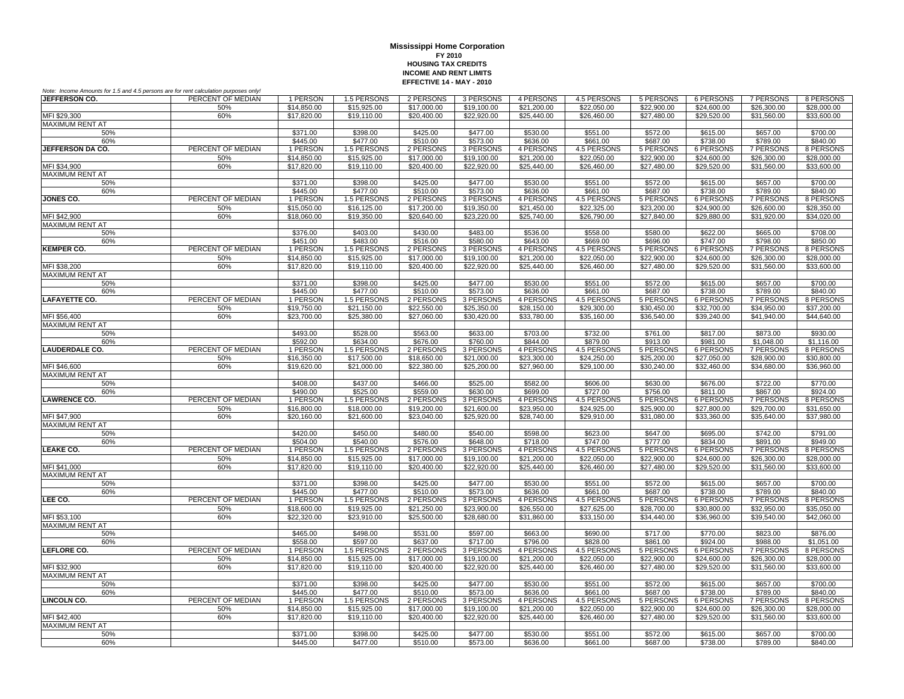**Mississippi Home Corporation**
**FY 2010**
**HOUSING TAX CREDITS**
**INCOME AND RENT LIMITS**
**EFFECTIVE 14 - MAY - 2010**

*Note: Income Amounts for 1.5 and 4.5 persons are for rent calculation purposes only!*

| | | | | | | | | | | | |
|---|---|---|---|---|---|---|---|---|---|---|---|
| **JEFFERSON CO.** | PERCENT OF MEDIAN | 1 PERSON | 1.5 PERSONS | 2 PERSONS | 3 PERSONS | 4 PERSONS | 4.5 PERSONS | 5 PERSONS | 6 PERSONS | 7 PERSONS | 8 PERSONS |
| | 50% | $14,850.00 | $15,925.00 | $17,000.00 | $19,100.00 | $21,200.00 | $22,050.00 | $22,900.00 | $24,600.00 | $26,300.00 | $28,000.00 |
| MFI $29,300 | 60% | $17,820.00 | $19,110.00 | $20,400.00 | $22,920.00 | $25,440.00 | $26,460.00 | $27,480.00 | $29,520.00 | $31,560.00 | $33,600.00 |
| MAXIMUM RENT AT | | | | | | | | | | | |
| 50% | | $371.00 | $398.00 | $425.00 | $477.00 | $530.00 | $551.00 | $572.00 | $615.00 | $657.00 | $700.00 |
| 60% | | $445.00 | $477.00 | $510.00 | $573.00 | $636.00 | $661.00 | $687.00 | $738.00 | $789.00 | $840.00 |
| **JEFFERSON DA CO.** | PERCENT OF MEDIAN | 1 PERSON | 1.5 PERSONS | 2 PERSONS | 3 PERSONS | 4 PERSONS | 4.5 PERSONS | 5 PERSONS | 6 PERSONS | 7 PERSONS | 8 PERSONS |
| | 50% | $14,850.00 | $15,925.00 | $17,000.00 | $19,100.00 | $21,200.00 | $22,050.00 | $22,900.00 | $24,600.00 | $26,300.00 | $28,000.00 |
| MFI $34,900 | 60% | $17,820.00 | $19,110.00 | $20,400.00 | $22,920.00 | $25,440.00 | $26,460.00 | $27,480.00 | $29,520.00 | $31,560.00 | $33,600.00 |
| MAXIMUM RENT AT | | | | | | | | | | | |
| 50% | | $371.00 | $398.00 | $425.00 | $477.00 | $530.00 | $551.00 | $572.00 | $615.00 | $657.00 | $700.00 |
| 60% | | $445.00 | $477.00 | $510.00 | $573.00 | $636.00 | $661.00 | $687.00 | $738.00 | $789.00 | $840.00 |
| **JONES CO.** | PERCENT OF MEDIAN | 1 PERSON | 1.5 PERSONS | 2 PERSONS | 3 PERSONS | 4 PERSONS | 4.5 PERSONS | 5 PERSONS | 6 PERSONS | 7 PERSONS | 8 PERSONS |
| | 50% | $15,050.00 | $16,125.00 | $17,200.00 | $19,350.00 | $21,450.00 | $22,325.00 | $23,200.00 | $24,900.00 | $26,600.00 | $28,350.00 |
| MFI $42,900 | 60% | $18,060.00 | $19,350.00 | $20,640.00 | $23,220.00 | $25,740.00 | $26,790.00 | $27,840.00 | $29,880.00 | $31,920.00 | $34,020.00 |
| MAXIMUM RENT AT | | | | | | | | | | | |
| 50% | | $376.00 | $403.00 | $430.00 | $483.00 | $536.00 | $558.00 | $580.00 | $622.00 | $665.00 | $708.00 |
| 60% | | $451.00 | $483.00 | $516.00 | $580.00 | $643.00 | $669.00 | $696.00 | $747.00 | $798.00 | $850.00 |
| **KEMPER CO.** | PERCENT OF MEDIAN | 1 PERSON | 1.5 PERSONS | 2 PERSONS | 3 PERSONS | 4 PERSONS | 4.5 PERSONS | 5 PERSONS | 6 PERSONS | 7 PERSONS | 8 PERSONS |
| | 50% | $14,850.00 | $15,925.00 | $17,000.00 | $19,100.00 | $21,200.00 | $22,050.00 | $22,900.00 | $24,600.00 | $26,300.00 | $28,000.00 |
| MFI $38,200 | 60% | $17,820.00 | $19,110.00 | $20,400.00 | $22,920.00 | $25,440.00 | $26,460.00 | $27,480.00 | $29,520.00 | $31,560.00 | $33,600.00 |
| MAXIMUM RENT AT | | | | | | | | | | | |
| 50% | | $371.00 | $398.00 | $425.00 | $477.00 | $530.00 | $551.00 | $572.00 | $615.00 | $657.00 | $700.00 |
| 60% | | $445.00 | $477.00 | $510.00 | $573.00 | $636.00 | $661.00 | $687.00 | $738.00 | $789.00 | $840.00 |
| **LAFAYETTE CO.** | PERCENT OF MEDIAN | 1 PERSON | 1.5 PERSONS | 2 PERSONS | 3 PERSONS | 4 PERSONS | 4.5 PERSONS | 5 PERSONS | 6 PERSONS | 7 PERSONS | 8 PERSONS |
| | 50% | $19,750.00 | $21,150.00 | $22,550.00 | $25,350.00 | $28,150.00 | $29,300.00 | $30,450.00 | $32,700.00 | $34,950.00 | $37,200.00 |
| MFI $56,400 | 60% | $23,700.00 | $25,380.00 | $27,060.00 | $30,420.00 | $33,780.00 | $35,160.00 | $36,540.00 | $39,240.00 | $41,940.00 | $44,640.00 |
| MAXIMUM RENT AT | | | | | | | | | | | |
| 50% | | $493.00 | $528.00 | $563.00 | $633.00 | $703.00 | $732.00 | $761.00 | $817.00 | $873.00 | $930.00 |
| 60% | | $592.00 | $634.00 | $676.00 | $760.00 | $844.00 | $879.00 | $913.00 | $981.00 | $1,048.00 | $1,116.00 |
| **LAUDERDALE CO.** | PERCENT OF MEDIAN | 1 PERSON | 1.5 PERSONS | 2 PERSONS | 3 PERSONS | 4 PERSONS | 4.5 PERSONS | 5 PERSONS | 6 PERSONS | 7 PERSONS | 8 PERSONS |
| | 50% | $16,350.00 | $17,500.00 | $18,650.00 | $21,000.00 | $23,300.00 | $24,250.00 | $25,200.00 | $27,050.00 | $28,900.00 | $30,800.00 |
| MFI $46,600 | 60% | $19,620.00 | $21,000.00 | $22,380.00 | $25,200.00 | $27,960.00 | $29,100.00 | $30,240.00 | $32,460.00 | $34,680.00 | $36,960.00 |
| MAXIMUM RENT AT | | | | | | | | | | | |
| 50% | | $408.00 | $437.00 | $466.00 | $525.00 | $582.00 | $606.00 | $630.00 | $676.00 | $722.00 | $770.00 |
| 60% | | $490.00 | $525.00 | $559.00 | $630.00 | $699.00 | $727.00 | $756.00 | $811.00 | $867.00 | $924.00 |
| **LAWRENCE CO.** | PERCENT OF MEDIAN | 1 PERSON | 1.5 PERSONS | 2 PERSONS | 3 PERSONS | 4 PERSONS | 4.5 PERSONS | 5 PERSONS | 6 PERSONS | 7 PERSONS | 8 PERSONS |
| | 50% | $16,800.00 | $18,000.00 | $19,200.00 | $21,600.00 | $23,950.00 | $24,925.00 | $25,900.00 | $27,800.00 | $29,700.00 | $31,650.00 |
| MFI $47,900 | 60% | $20,160.00 | $21,600.00 | $23,040.00 | $25,920.00 | $28,740.00 | $29,910.00 | $31,080.00 | $33,360.00 | $35,640.00 | $37,980.00 |
| MAXIMUM RENT AT | | | | | | | | | | | |
| 50% | | $420.00 | $450.00 | $480.00 | $540.00 | $598.00 | $623.00 | $647.00 | $695.00 | $742.00 | $791.00 |
| 60% | | $504.00 | $540.00 | $576.00 | $648.00 | $718.00 | $747.00 | $777.00 | $834.00 | $891.00 | $949.00 |
| **LEAKE CO.** | PERCENT OF MEDIAN | 1 PERSON | 1.5 PERSONS | 2 PERSONS | 3 PERSONS | 4 PERSONS | 4.5 PERSONS | 5 PERSONS | 6 PERSONS | 7 PERSONS | 8 PERSONS |
| | 50% | $14,850.00 | $15,925.00 | $17,000.00 | $19,100.00 | $21,200.00 | $22,050.00 | $22,900.00 | $24,600.00 | $26,300.00 | $28,000.00 |
| MFI $41,000 | 60% | $17,820.00 | $19,110.00 | $20,400.00 | $22,920.00 | $25,440.00 | $26,460.00 | $27,480.00 | $29,520.00 | $31,560.00 | $33,600.00 |
| MAXIMUM RENT AT | | | | | | | | | | | |
| 50% | | $371.00 | $398.00 | $425.00 | $477.00 | $530.00 | $551.00 | $572.00 | $615.00 | $657.00 | $700.00 |
| 60% | | $445.00 | $477.00 | $510.00 | $573.00 | $636.00 | $661.00 | $687.00 | $738.00 | $789.00 | $840.00 |
| **LEE CO.** | PERCENT OF MEDIAN | 1 PERSON | 1.5 PERSONS | 2 PERSONS | 3 PERSONS | 4 PERSONS | 4.5 PERSONS | 5 PERSONS | 6 PERSONS | 7 PERSONS | 8 PERSONS |
| | 50% | $18,600.00 | $19,925.00 | $21,250.00 | $23,900.00 | $26,550.00 | $27,625.00 | $28,700.00 | $30,800.00 | $32,950.00 | $35,050.00 |
| MFI $53,100 | 60% | $22,320.00 | $23,910.00 | $25,500.00 | $28,680.00 | $31,860.00 | $33,150.00 | $34,440.00 | $36,960.00 | $39,540.00 | $42,060.00 |
| MAXIMUM RENT AT | | | | | | | | | | | |
| 50% | | $465.00 | $498.00 | $531.00 | $597.00 | $663.00 | $690.00 | $717.00 | $770.00 | $823.00 | $876.00 |
| 60% | | $558.00 | $597.00 | $637.00 | $717.00 | $796.00 | $828.00 | $861.00 | $924.00 | $988.00 | $1,051.00 |
| **LEFLORE CO.** | PERCENT OF MEDIAN | 1 PERSON | 1.5 PERSONS | 2 PERSONS | 3 PERSONS | 4 PERSONS | 4.5 PERSONS | 5 PERSONS | 6 PERSONS | 7 PERSONS | 8 PERSONS |
| | 50% | $14,850.00 | $15,925.00 | $17,000.00 | $19,100.00 | $21,200.00 | $22,050.00 | $22,900.00 | $24,600.00 | $26,300.00 | $28,000.00 |
| MFI $32,900 | 60% | $17,820.00 | $19,110.00 | $20,400.00 | $22,920.00 | $25,440.00 | $26,460.00 | $27,480.00 | $29,520.00 | $31,560.00 | $33,600.00 |
| MAXIMUM RENT AT | | | | | | | | | | | |
| 50% | | $371.00 | $398.00 | $425.00 | $477.00 | $530.00 | $551.00 | $572.00 | $615.00 | $657.00 | $700.00 |
| 60% | | $445.00 | $477.00 | $510.00 | $573.00 | $636.00 | $661.00 | $687.00 | $738.00 | $789.00 | $840.00 |
| **LINCOLN CO.** | PERCENT OF MEDIAN | 1 PERSON | 1.5 PERSONS | 2 PERSONS | 3 PERSONS | 4 PERSONS | 4.5 PERSONS | 5 PERSONS | 6 PERSONS | 7 PERSONS | 8 PERSONS |
| | 50% | $14,850.00 | $15,925.00 | $17,000.00 | $19,100.00 | $21,200.00 | $22,050.00 | $22,900.00 | $24,600.00 | $26,300.00 | $28,000.00 |
| MFI $42,400 | 60% | $17,820.00 | $19,110.00 | $20,400.00 | $22,920.00 | $25,440.00 | $26,460.00 | $27,480.00 | $29,520.00 | $31,560.00 | $33,600.00 |
| MAXIMUM RENT AT | | | | | | | | | | | |
| 50% | | $371.00 | $398.00 | $425.00 | $477.00 | $530.00 | $551.00 | $572.00 | $615.00 | $657.00 | $700.00 |
| 60% | | $445.00 | $477.00 | $510.00 | $573.00 | $636.00 | $661.00 | $687.00 | $738.00 | $789.00 | $840.00 |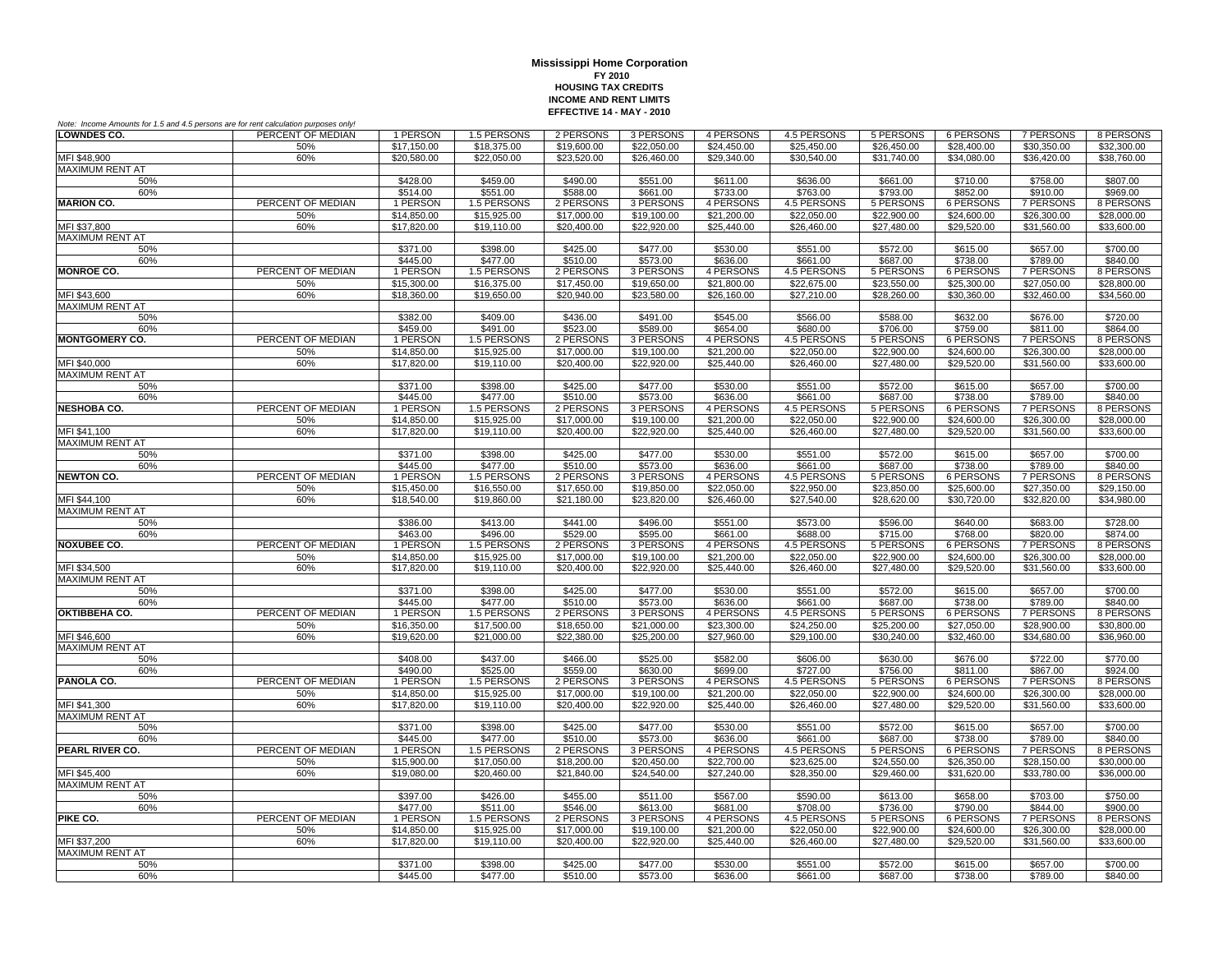**Mississippi Home Corporation**
**FY 2010**
**HOUSING TAX CREDITS**
**INCOME AND RENT LIMITS**
**EFFECTIVE 14 - MAY - 2010**

*Note: Income Amounts for 1.5 and 4.5 persons are for rent calculation purposes only!*

| | | | | | | | | | | | |
|---|---|---|---|---|---|---|---|---|---|---|---|
| **LOWNDES CO.** | PERCENT OF MEDIAN | 1 PERSON | 1.5 PERSONS | 2 PERSONS | 3 PERSONS | 4 PERSONS | 4.5 PERSONS | 5 PERSONS | 6 PERSONS | 7 PERSONS | 8 PERSONS |
| | 50% | $17,150.00 | $18,375.00 | $19,600.00 | $22,050.00 | $24,450.00 | $25,450.00 | $26,450.00 | $28,400.00 | $30,350.00 | $32,300.00 |
| MFI $48,900 | 60% | $20,580.00 | $22,050.00 | $23,520.00 | $26,460.00 | $29,340.00 | $30,540.00 | $31,740.00 | $34,080.00 | $36,420.00 | $38,760.00 |
| MAXIMUM RENT AT | | | | | | | | | | | |
| 50% | | $428.00 | $459.00 | $490.00 | $551.00 | $611.00 | $636.00 | $661.00 | $710.00 | $758.00 | $807.00 |
| 60% | | $514.00 | $551.00 | $588.00 | $661.00 | $733.00 | $763.00 | $793.00 | $852.00 | $910.00 | $969.00 |
| **MARION CO.** | PERCENT OF MEDIAN | 1 PERSON | 1.5 PERSONS | 2 PERSONS | 3 PERSONS | 4 PERSONS | 4.5 PERSONS | 5 PERSONS | 6 PERSONS | 7 PERSONS | 8 PERSONS |
| | 50% | $14,850.00 | $15,925.00 | $17,000.00 | $19,100.00 | $21,200.00 | $22,050.00 | $22,900.00 | $24,600.00 | $26,300.00 | $28,000.00 |
| MFI $37,800 | 60% | $17,820.00 | $19,110.00 | $20,400.00 | $22,920.00 | $25,440.00 | $26,460.00 | $27,480.00 | $29,520.00 | $31,560.00 | $33,600.00 |
| MAXIMUM RENT AT | | | | | | | | | | | |
| 50% | | $371.00 | $398.00 | $425.00 | $477.00 | $530.00 | $551.00 | $572.00 | $615.00 | $657.00 | $700.00 |
| 60% | | $445.00 | $477.00 | $510.00 | $573.00 | $636.00 | $661.00 | $687.00 | $738.00 | $789.00 | $840.00 |
| **MONROE CO.** | PERCENT OF MEDIAN | 1 PERSON | 1.5 PERSONS | 2 PERSONS | 3 PERSONS | 4 PERSONS | 4.5 PERSONS | 5 PERSONS | 6 PERSONS | 7 PERSONS | 8 PERSONS |
| | 50% | $15,300.00 | $16,375.00 | $17,450.00 | $19,650.00 | $21,800.00 | $22,675.00 | $23,550.00 | $25,300.00 | $27,050.00 | $28,800.00 |
| MFI $43,600 | 60% | $18,360.00 | $19,650.00 | $20,940.00 | $23,580.00 | $26,160.00 | $27,210.00 | $28,260.00 | $30,360.00 | $32,460.00 | $34,560.00 |
| MAXIMUM RENT AT | | | | | | | | | | | |
| 50% | | $382.00 | $409.00 | $436.00 | $491.00 | $545.00 | $566.00 | $588.00 | $632.00 | $676.00 | $720.00 |
| 60% | | $459.00 | $491.00 | $523.00 | $589.00 | $654.00 | $680.00 | $706.00 | $759.00 | $811.00 | $864.00 |
| **MONTGOMERY CO.** | PERCENT OF MEDIAN | 1 PERSON | 1.5 PERSONS | 2 PERSONS | 3 PERSONS | 4 PERSONS | 4.5 PERSONS | 5 PERSONS | 6 PERSONS | 7 PERSONS | 8 PERSONS |
| | 50% | $14,850.00 | $15,925.00 | $17,000.00 | $19,100.00 | $21,200.00 | $22,050.00 | $22,900.00 | $24,600.00 | $26,300.00 | $28,000.00 |
| MFI $40,000 | 60% | $17,820.00 | $19,110.00 | $20,400.00 | $22,920.00 | $25,440.00 | $26,460.00 | $27,480.00 | $29,520.00 | $31,560.00 | $33,600.00 |
| MAXIMUM RENT AT | | | | | | | | | | | |
| 50% | | $371.00 | $398.00 | $425.00 | $477.00 | $530.00 | $551.00 | $572.00 | $615.00 | $657.00 | $700.00 |
| 60% | | $445.00 | $477.00 | $510.00 | $573.00 | $636.00 | $661.00 | $687.00 | $738.00 | $789.00 | $840.00 |
| **NESHOBA CO.** | PERCENT OF MEDIAN | 1 PERSON | 1.5 PERSONS | 2 PERSONS | 3 PERSONS | 4 PERSONS | 4.5 PERSONS | 5 PERSONS | 6 PERSONS | 7 PERSONS | 8 PERSONS |
| | 50% | $14,850.00 | $15,925.00 | $17,000.00 | $19,100.00 | $21,200.00 | $22,050.00 | $22,900.00 | $24,600.00 | $26,300.00 | $28,000.00 |
| MFI $41,100 | 60% | $17,820.00 | $19,110.00 | $20,400.00 | $22,920.00 | $25,440.00 | $26,460.00 | $27,480.00 | $29,520.00 | $31,560.00 | $33,600.00 |
| MAXIMUM RENT AT | | | | | | | | | | | |
| 50% | | $371.00 | $398.00 | $425.00 | $477.00 | $530.00 | $551.00 | $572.00 | $615.00 | $657.00 | $700.00 |
| 60% | | $445.00 | $477.00 | $510.00 | $573.00 | $636.00 | $661.00 | $687.00 | $738.00 | $789.00 | $840.00 |
| **NEWTON CO.** | PERCENT OF MEDIAN | 1 PERSON | 1.5 PERSONS | 2 PERSONS | 3 PERSONS | 4 PERSONS | 4.5 PERSONS | 5 PERSONS | 6 PERSONS | 7 PERSONS | 8 PERSONS |
| | 50% | $15,450.00 | $16,550.00 | $17,650.00 | $19,850.00 | $22,050.00 | $22,950.00 | $23,850.00 | $25,600.00 | $27,350.00 | $29,150.00 |
| MFI $44,100 | 60% | $18,540.00 | $19,860.00 | $21,180.00 | $23,820.00 | $26,460.00 | $27,540.00 | $28,620.00 | $30,720.00 | $32,820.00 | $34,980.00 |
| MAXIMUM RENT AT | | | | | | | | | | | |
| 50% | | $386.00 | $413.00 | $441.00 | $496.00 | $551.00 | $573.00 | $596.00 | $640.00 | $683.00 | $728.00 |
| 60% | | $463.00 | $496.00 | $529.00 | $595.00 | $661.00 | $688.00 | $715.00 | $768.00 | $820.00 | $874.00 |
| **NOXUBEE CO.** | PERCENT OF MEDIAN | 1 PERSON | 1.5 PERSONS | 2 PERSONS | 3 PERSONS | 4 PERSONS | 4.5 PERSONS | 5 PERSONS | 6 PERSONS | 7 PERSONS | 8 PERSONS |
| | 50% | $14,850.00 | $15,925.00 | $17,000.00 | $19,100.00 | $21,200.00 | $22,050.00 | $22,900.00 | $24,600.00 | $26,300.00 | $28,000.00 |
| MFI $34,500 | 60% | $17,820.00 | $19,110.00 | $20,400.00 | $22,920.00 | $25,440.00 | $26,460.00 | $27,480.00 | $29,520.00 | $31,560.00 | $33,600.00 |
| MAXIMUM RENT AT | | | | | | | | | | | |
| 50% | | $371.00 | $398.00 | $425.00 | $477.00 | $530.00 | $551.00 | $572.00 | $615.00 | $657.00 | $700.00 |
| 60% | | $445.00 | $477.00 | $510.00 | $573.00 | $636.00 | $661.00 | $687.00 | $738.00 | $789.00 | $840.00 |
| **OKTIBBEHA CO.** | PERCENT OF MEDIAN | 1 PERSON | 1.5 PERSONS | 2 PERSONS | 3 PERSONS | 4 PERSONS | 4.5 PERSONS | 5 PERSONS | 6 PERSONS | 7 PERSONS | 8 PERSONS |
| | 50% | $16,350.00 | $17,500.00 | $18,650.00 | $21,000.00 | $23,300.00 | $24,250.00 | $25,200.00 | $27,050.00 | $28,900.00 | $30,800.00 |
| MFI $46,600 | 60% | $19,620.00 | $21,000.00 | $22,380.00 | $25,200.00 | $27,960.00 | $29,100.00 | $30,240.00 | $32,460.00 | $34,680.00 | $36,960.00 |
| MAXIMUM RENT AT | | | | | | | | | | | |
| 50% | | $408.00 | $437.00 | $466.00 | $525.00 | $582.00 | $606.00 | $630.00 | $676.00 | $722.00 | $770.00 |
| 60% | | $490.00 | $525.00 | $559.00 | $630.00 | $699.00 | $727.00 | $756.00 | $811.00 | $867.00 | $924.00 |
| **PANOLA CO.** | PERCENT OF MEDIAN | 1 PERSON | 1.5 PERSONS | 2 PERSONS | 3 PERSONS | 4 PERSONS | 4.5 PERSONS | 5 PERSONS | 6 PERSONS | 7 PERSONS | 8 PERSONS |
| | 50% | $14,850.00 | $15,925.00 | $17,000.00 | $19,100.00 | $21,200.00 | $22,050.00 | $22,900.00 | $24,600.00 | $26,300.00 | $28,000.00 |
| MFI $41,300 | 60% | $17,820.00 | $19,110.00 | $20,400.00 | $22,920.00 | $25,440.00 | $26,460.00 | $27,480.00 | $29,520.00 | $31,560.00 | $33,600.00 |
| MAXIMUM RENT AT | | | | | | | | | | | |
| 50% | | $371.00 | $398.00 | $425.00 | $477.00 | $530.00 | $551.00 | $572.00 | $615.00 | $657.00 | $700.00 |
| 60% | | $445.00 | $477.00 | $510.00 | $573.00 | $636.00 | $661.00 | $687.00 | $738.00 | $789.00 | $840.00 |
| **PEARL RIVER CO.** | PERCENT OF MEDIAN | 1 PERSON | 1.5 PERSONS | 2 PERSONS | 3 PERSONS | 4 PERSONS | 4.5 PERSONS | 5 PERSONS | 6 PERSONS | 7 PERSONS | 8 PERSONS |
| | 50% | $15,900.00 | $17,050.00 | $18,200.00 | $20,450.00 | $22,700.00 | $23,625.00 | $24,550.00 | $26,350.00 | $28,150.00 | $30,000.00 |
| MFI $45,400 | 60% | $19,080.00 | $20,460.00 | $21,840.00 | $24,540.00 | $27,240.00 | $28,350.00 | $29,460.00 | $31,620.00 | $33,780.00 | $36,000.00 |
| MAXIMUM RENT AT | | | | | | | | | | | |
| 50% | | $397.00 | $426.00 | $455.00 | $511.00 | $567.00 | $590.00 | $613.00 | $658.00 | $703.00 | $750.00 |
| 60% | | $477.00 | $511.00 | $546.00 | $613.00 | $681.00 | $708.00 | $736.00 | $790.00 | $844.00 | $900.00 |
| **PIKE CO.** | PERCENT OF MEDIAN | 1 PERSON | 1.5 PERSONS | 2 PERSONS | 3 PERSONS | 4 PERSONS | 4.5 PERSONS | 5 PERSONS | 6 PERSONS | 7 PERSONS | 8 PERSONS |
| | 50% | $14,850.00 | $15,925.00 | $17,000.00 | $19,100.00 | $21,200.00 | $22,050.00 | $22,900.00 | $24,600.00 | $26,300.00 | $28,000.00 |
| MFI $37,200 | 60% | $17,820.00 | $19,110.00 | $20,400.00 | $22,920.00 | $25,440.00 | $26,460.00 | $27,480.00 | $29,520.00 | $31,560.00 | $33,600.00 |
| MAXIMUM RENT AT | | | | | | | | | | | |
| 50% | | $371.00 | $398.00 | $425.00 | $477.00 | $530.00 | $551.00 | $572.00 | $615.00 | $657.00 | $700.00 |
| 60% | | $445.00 | $477.00 | $510.00 | $573.00 | $636.00 | $661.00 | $687.00 | $738.00 | $789.00 | $840.00 |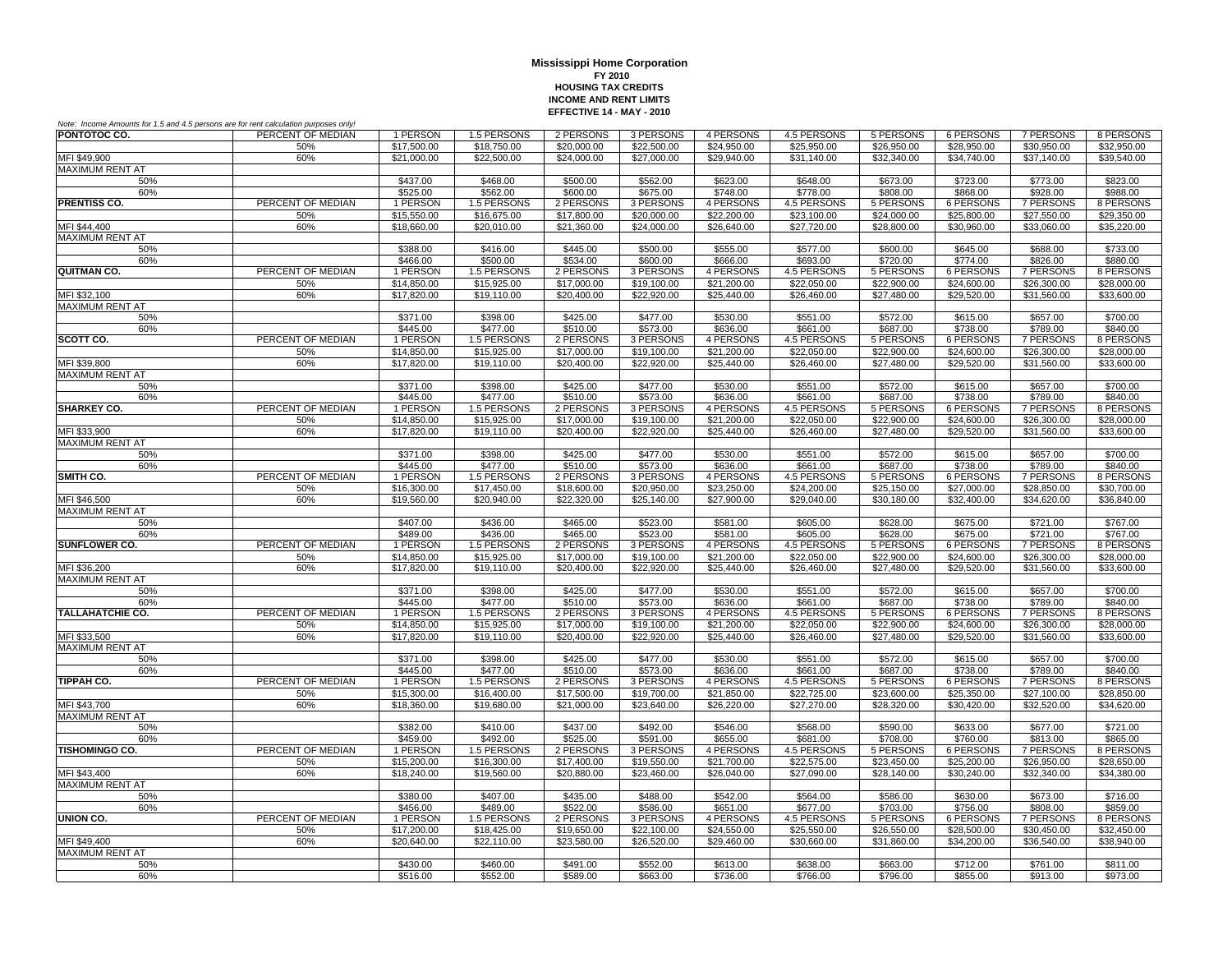**Mississippi Home Corporation**
**FY 2010**
**HOUSING TAX CREDITS**
**INCOME AND RENT LIMITS**
**EFFECTIVE 14 - MAY - 2010**

*Note: Income Amounts for 1.5 and 4.5 persons are for rent calculation purposes only!*

| | | | | | | | | | | | |
|---|---|---|---|---|---|---|---|---|---|---|---|
| **PONTOTOC CO.** | PERCENT OF MEDIAN | 1 PERSON | 1.5 PERSONS | 2 PERSONS | 3 PERSONS | 4 PERSONS | 4.5 PERSONS | 5 PERSONS | 6 PERSONS | 7 PERSONS | 8 PERSONS |
| | 50% | $17,500.00 | $18,750.00 | $20,000.00 | $22,500.00 | $24,950.00 | $25,950.00 | $26,950.00 | $28,950.00 | $30,950.00 | $32,950.00 |
| MFI $49,900 | 60% | $21,000.00 | $22,500.00 | $24,000.00 | $27,000.00 | $29,940.00 | $31,140.00 | $32,340.00 | $34,740.00 | $37,140.00 | $39,540.00 |
| MAXIMUM RENT AT | | | | | | | | | | | |
| 50% | | $437.00 | $468.00 | $500.00 | $562.00 | $623.00 | $648.00 | $673.00 | $723.00 | $773.00 | $823.00 |
| 60% | | $525.00 | $562.00 | $600.00 | $675.00 | $748.00 | $778.00 | $808.00 | $868.00 | $928.00 | $988.00 |
| **PRENTISS CO.** | PERCENT OF MEDIAN | 1 PERSON | 1.5 PERSONS | 2 PERSONS | 3 PERSONS | 4 PERSONS | 4.5 PERSONS | 5 PERSONS | 6 PERSONS | 7 PERSONS | 8 PERSONS |
| | 50% | $15,550.00 | $16,675.00 | $17,800.00 | $20,000.00 | $22,200.00 | $23,100.00 | $24,000.00 | $25,800.00 | $27,550.00 | $29,350.00 |
| MFI $44,400 | 60% | $18,660.00 | $20,010.00 | $21,360.00 | $24,000.00 | $26,640.00 | $27,720.00 | $28,800.00 | $30,960.00 | $33,060.00 | $35,220.00 |
| MAXIMUM RENT AT | | | | | | | | | | | |
| 50% | | $388.00 | $416.00 | $445.00 | $500.00 | $555.00 | $577.00 | $600.00 | $645.00 | $688.00 | $733.00 |
| 60% | | $466.00 | $500.00 | $534.00 | $600.00 | $666.00 | $693.00 | $720.00 | $774.00 | $826.00 | $880.00 |
| **QUITMAN CO.** | PERCENT OF MEDIAN | 1 PERSON | 1.5 PERSONS | 2 PERSONS | 3 PERSONS | 4 PERSONS | 4.5 PERSONS | 5 PERSONS | 6 PERSONS | 7 PERSONS | 8 PERSONS |
| | 50% | $14,850.00 | $15,925.00 | $17,000.00 | $19,100.00 | $21,200.00 | $22,050.00 | $22,900.00 | $24,600.00 | $26,300.00 | $28,000.00 |
| MFI $32,100 | 60% | $17,820.00 | $19,110.00 | $20,400.00 | $22,920.00 | $25,440.00 | $26,460.00 | $27,480.00 | $29,520.00 | $31,560.00 | $33,600.00 |
| MAXIMUM RENT AT | | | | | | | | | | | |
| 50% | | $371.00 | $398.00 | $425.00 | $477.00 | $530.00 | $551.00 | $572.00 | $615.00 | $657.00 | $700.00 |
| 60% | | $445.00 | $477.00 | $510.00 | $573.00 | $636.00 | $661.00 | $687.00 | $738.00 | $789.00 | $840.00 |
| **SCOTT CO.** | PERCENT OF MEDIAN | 1 PERSON | 1.5 PERSONS | 2 PERSONS | 3 PERSONS | 4 PERSONS | 4.5 PERSONS | 5 PERSONS | 6 PERSONS | 7 PERSONS | 8 PERSONS |
| | 50% | $14,850.00 | $15,925.00 | $17,000.00 | $19,100.00 | $21,200.00 | $22,050.00 | $22,900.00 | $24,600.00 | $26,300.00 | $28,000.00 |
| MFI $39,800 | 60% | $17,820.00 | $19,110.00 | $20,400.00 | $22,920.00 | $25,440.00 | $26,460.00 | $27,480.00 | $29,520.00 | $31,560.00 | $33,600.00 |
| MAXIMUM RENT AT | | | | | | | | | | | |
| 50% | | $371.00 | $398.00 | $425.00 | $477.00 | $530.00 | $551.00 | $572.00 | $615.00 | $657.00 | $700.00 |
| 60% | | $445.00 | $477.00 | $510.00 | $573.00 | $636.00 | $661.00 | $687.00 | $738.00 | $789.00 | $840.00 |
| **SHARKEY CO.** | PERCENT OF MEDIAN | 1 PERSON | 1.5 PERSONS | 2 PERSONS | 3 PERSONS | 4 PERSONS | 4.5 PERSONS | 5 PERSONS | 6 PERSONS | 7 PERSONS | 8 PERSONS |
| | 50% | $14,850.00 | $15,925.00 | $17,000.00 | $19,100.00 | $21,200.00 | $22,050.00 | $22,900.00 | $24,600.00 | $26,300.00 | $28,000.00 |
| MFI $33,900 | 60% | $17,820.00 | $19,110.00 | $20,400.00 | $22,920.00 | $25,440.00 | $26,460.00 | $27,480.00 | $29,520.00 | $31,560.00 | $33,600.00 |
| MAXIMUM RENT AT | | | | | | | | | | | |
| 50% | | $371.00 | $398.00 | $425.00 | $477.00 | $530.00 | $551.00 | $572.00 | $615.00 | $657.00 | $700.00 |
| 60% | | $445.00 | $477.00 | $510.00 | $573.00 | $636.00 | $661.00 | $687.00 | $738.00 | $789.00 | $840.00 |
| **SMITH CO.** | PERCENT OF MEDIAN | 1 PERSON | 1.5 PERSONS | 2 PERSONS | 3 PERSONS | 4 PERSONS | 4.5 PERSONS | 5 PERSONS | 6 PERSONS | 7 PERSONS | 8 PERSONS |
| | 50% | $16,300.00 | $17,450.00 | $18,600.00 | $20,950.00 | $23,250.00 | $24,200.00 | $25,150.00 | $27,000.00 | $28,850.00 | $30,700.00 |
| MFI $46,500 | 60% | $19,560.00 | $20,940.00 | $22,320.00 | $25,140.00 | $27,900.00 | $29,040.00 | $30,180.00 | $32,400.00 | $34,620.00 | $36,840.00 |
| MAXIMUM RENT AT | | | | | | | | | | | |
| 50% | | $407.00 | $436.00 | $465.00 | $523.00 | $581.00 | $605.00 | $628.00 | $675.00 | $721.00 | $767.00 |
| 60% | | $489.00 | $436.00 | $465.00 | $523.00 | $581.00 | $605.00 | $628.00 | $675.00 | $721.00 | $767.00 |
| **SUNFLOWER CO.** | PERCENT OF MEDIAN | 1 PERSON | 1.5 PERSONS | 2 PERSONS | 3 PERSONS | 4 PERSONS | 4.5 PERSONS | 5 PERSONS | 6 PERSONS | 7 PERSONS | 8 PERSONS |
| | 50% | $14,850.00 | $15,925.00 | $17,000.00 | $19,100.00 | $21,200.00 | $22,050.00 | $22,900.00 | $24,600.00 | $26,300.00 | $28,000.00 |
| MFI $36,200 | 60% | $17,820.00 | $19,110.00 | $20,400.00 | $22,920.00 | $25,440.00 | $26,460.00 | $27,480.00 | $29,520.00 | $31,560.00 | $33,600.00 |
| MAXIMUM RENT AT | | | | | | | | | | | |
| 50% | | $371.00 | $398.00 | $425.00 | $477.00 | $530.00 | $551.00 | $572.00 | $615.00 | $657.00 | $700.00 |
| 60% | | $445.00 | $477.00 | $510.00 | $573.00 | $636.00 | $661.00 | $687.00 | $738.00 | $789.00 | $840.00 |
| **TALLAHATCHIE CO.** | PERCENT OF MEDIAN | 1 PERSON | 1.5 PERSONS | 2 PERSONS | 3 PERSONS | 4 PERSONS | 4.5 PERSONS | 5 PERSONS | 6 PERSONS | 7 PERSONS | 8 PERSONS |
| | 50% | $14,850.00 | $15,925.00 | $17,000.00 | $19,100.00 | $21,200.00 | $22,050.00 | $22,900.00 | $24,600.00 | $26,300.00 | $28,000.00 |
| MFI $33,500 | 60% | $17,820.00 | $19,110.00 | $20,400.00 | $22,920.00 | $25,440.00 | $26,460.00 | $27,480.00 | $29,520.00 | $31,560.00 | $33,600.00 |
| MAXIMUM RENT AT | | | | | | | | | | | |
| 50% | | $371.00 | $398.00 | $425.00 | $477.00 | $530.00 | $551.00 | $572.00 | $615.00 | $657.00 | $700.00 |
| 60% | | $445.00 | $477.00 | $510.00 | $573.00 | $636.00 | $661.00 | $687.00 | $738.00 | $789.00 | $840.00 |
| **TIPPAH CO.** | PERCENT OF MEDIAN | 1 PERSON | 1.5 PERSONS | 2 PERSONS | 3 PERSONS | 4 PERSONS | 4.5 PERSONS | 5 PERSONS | 6 PERSONS | 7 PERSONS | 8 PERSONS |
| | 50% | $15,300.00 | $16,400.00 | $17,500.00 | $19,700.00 | $21,850.00 | $22,725.00 | $23,600.00 | $25,350.00 | $27,100.00 | $28,850.00 |
| MFI $43,700 | 60% | $18,360.00 | $19,680.00 | $21,000.00 | $23,640.00 | $26,220.00 | $27,270.00 | $28,320.00 | $30,420.00 | $32,520.00 | $34,620.00 |
| MAXIMUM RENT AT | | | | | | | | | | | |
| 50% | | $382.00 | $410.00 | $437.00 | $492.00 | $546.00 | $568.00 | $590.00 | $633.00 | $677.00 | $721.00 |
| 60% | | $459.00 | $492.00 | $525.00 | $591.00 | $655.00 | $681.00 | $708.00 | $760.00 | $813.00 | $865.00 |
| **TISHOMINGO CO.** | PERCENT OF MEDIAN | 1 PERSON | 1.5 PERSONS | 2 PERSONS | 3 PERSONS | 4 PERSONS | 4.5 PERSONS | 5 PERSONS | 6 PERSONS | 7 PERSONS | 8 PERSONS |
| | 50% | $15,200.00 | $16,300.00 | $17,400.00 | $19,550.00 | $21,700.00 | $22,575.00 | $23,450.00 | $25,200.00 | $26,950.00 | $28,650.00 |
| MFI $43,400 | 60% | $18,240.00 | $19,560.00 | $20,880.00 | $23,460.00 | $26,040.00 | $27,090.00 | $28,140.00 | $30,240.00 | $32,340.00 | $34,380.00 |
| MAXIMUM RENT AT | | | | | | | | | | | |
| 50% | | $380.00 | $407.00 | $435.00 | $488.00 | $542.00 | $564.00 | $586.00 | $630.00 | $673.00 | $716.00 |
| 60% | | $456.00 | $489.00 | $522.00 | $586.00 | $651.00 | $677.00 | $703.00 | $756.00 | $808.00 | $859.00 |
| **UNION CO.** | PERCENT OF MEDIAN | 1 PERSON | 1.5 PERSONS | 2 PERSONS | 3 PERSONS | 4 PERSONS | 4.5 PERSONS | 5 PERSONS | 6 PERSONS | 7 PERSONS | 8 PERSONS |
| | 50% | $17,200.00 | $18,425.00 | $19,650.00 | $22,100.00 | $24,550.00 | $25,550.00 | $26,550.00 | $28,500.00 | $30,450.00 | $32,450.00 |
| MFI $49,400 | 60% | $20,640.00 | $22,110.00 | $23,580.00 | $26,520.00 | $29,460.00 | $30,660.00 | $31,860.00 | $34,200.00 | $36,540.00 | $38,940.00 |
| MAXIMUM RENT AT | | | | | | | | | | | |
| 50% | | $430.00 | $460.00 | $491.00 | $552.00 | $613.00 | $638.00 | $663.00 | $712.00 | $761.00 | $811.00 |
| 60% | | $516.00 | $552.00 | $589.00 | $663.00 | $736.00 | $766.00 | $796.00 | $855.00 | $913.00 | $973.00 |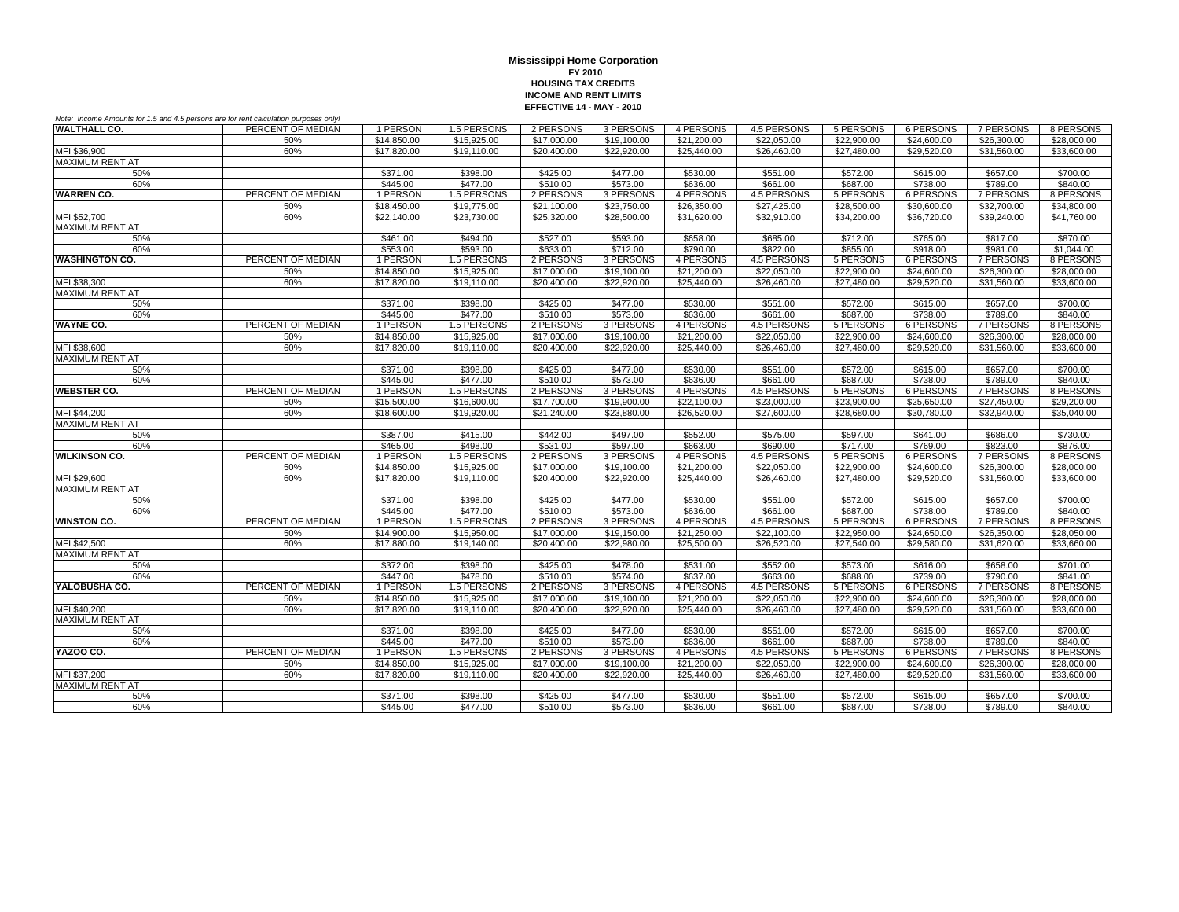**Mississippi Home Corporation**
**FY 2010**
**HOUSING TAX CREDITS**
**INCOME AND RENT LIMITS**
**EFFECTIVE 14 - MAY - 2010**

*Note: Income Amounts for 1.5 and 4.5 persons are for rent calculation purposes only!*

| | | | | | | | | | | | |
|---|---|---|---|---|---|---|---|---|---|---|---|
| **WALTHALL CO.** | PERCENT OF MEDIAN | 1 PERSON | 1.5 PERSONS | 2 PERSONS | 3 PERSONS | 4 PERSONS | 4.5 PERSONS | 5 PERSONS | 6 PERSONS | 7 PERSONS | 8 PERSONS |
| | 50% | $14,850.00 | $15,925.00 | $17,000.00 | $19,100.00 | $21,200.00 | $22,050.00 | $22,900.00 | $24,600.00 | $26,300.00 | $28,000.00 |
| MFI $36,900 | 60% | $17,820.00 | $19,110.00 | $20,400.00 | $22,920.00 | $25,440.00 | $26,460.00 | $27,480.00 | $29,520.00 | $31,560.00 | $33,600.00 |
| MAXIMUM RENT AT | | | | | | | | | | | |
| 50% | | $371.00 | $398.00 | $425.00 | $477.00 | $530.00 | $551.00 | $572.00 | $615.00 | $657.00 | $700.00 |
| 60% | | $445.00 | $477.00 | $510.00 | $573.00 | $636.00 | $661.00 | $687.00 | $738.00 | $789.00 | $840.00 |
| **WARREN CO.** | PERCENT OF MEDIAN | 1 PERSON | 1.5 PERSONS | 2 PERSONS | 3 PERSONS | 4 PERSONS | 4.5 PERSONS | 5 PERSONS | 6 PERSONS | 7 PERSONS | 8 PERSONS |
| | 50% | $18,450.00 | $19,775.00 | $21,100.00 | $23,750.00 | $26,350.00 | $27,425.00 | $28,500.00 | $30,600.00 | $32,700.00 | $34,800.00 |
| MFI $52,700 | 60% | $22,140.00 | $23,730.00 | $25,320.00 | $28,500.00 | $31,620.00 | $32,910.00 | $34,200.00 | $36,720.00 | $39,240.00 | $41,760.00 |
| MAXIMUM RENT AT | | | | | | | | | | | |
| 50% | | $461.00 | $494.00 | $527.00 | $593.00 | $658.00 | $685.00 | $712.00 | $765.00 | $817.00 | $870.00 |
| 60% | | $553.00 | $593.00 | $633.00 | $712.00 | $790.00 | $822.00 | $855.00 | $918.00 | $981.00 | $1,044.00 |
| **WASHINGTON CO.** | PERCENT OF MEDIAN | 1 PERSON | 1.5 PERSONS | 2 PERSONS | 3 PERSONS | 4 PERSONS | 4.5 PERSONS | 5 PERSONS | 6 PERSONS | 7 PERSONS | 8 PERSONS |
| | 50% | $14,850.00 | $15,925.00 | $17,000.00 | $19,100.00 | $21,200.00 | $22,050.00 | $22,900.00 | $24,600.00 | $26,300.00 | $28,000.00 |
| MFI $38,300 | 60% | $17,820.00 | $19,110.00 | $20,400.00 | $22,920.00 | $25,440.00 | $26,460.00 | $27,480.00 | $29,520.00 | $31,560.00 | $33,600.00 |
| MAXIMUM RENT AT | | | | | | | | | | | |
| 50% | | $371.00 | $398.00 | $425.00 | $477.00 | $530.00 | $551.00 | $572.00 | $615.00 | $657.00 | $700.00 |
| 60% | | $445.00 | $477.00 | $510.00 | $573.00 | $636.00 | $661.00 | $687.00 | $738.00 | $789.00 | $840.00 |
| **WAYNE CO.** | PERCENT OF MEDIAN | 1 PERSON | 1.5 PERSONS | 2 PERSONS | 3 PERSONS | 4 PERSONS | 4.5 PERSONS | 5 PERSONS | 6 PERSONS | 7 PERSONS | 8 PERSONS |
| | 50% | $14,850.00 | $15,925.00 | $17,000.00 | $19,100.00 | $21,200.00 | $22,050.00 | $22,900.00 | $24,600.00 | $26,300.00 | $28,000.00 |
| MFI $38,600 | 60% | $17,820.00 | $19,110.00 | $20,400.00 | $22,920.00 | $25,440.00 | $26,460.00 | $27,480.00 | $29,520.00 | $31,560.00 | $33,600.00 |
| MAXIMUM RENT AT | | | | | | | | | | | |
| 50% | | $371.00 | $398.00 | $425.00 | $477.00 | $530.00 | $551.00 | $572.00 | $615.00 | $657.00 | $700.00 |
| 60% | | $445.00 | $477.00 | $510.00 | $573.00 | $636.00 | $661.00 | $687.00 | $738.00 | $789.00 | $840.00 |
| **WEBSTER CO.** | PERCENT OF MEDIAN | 1 PERSON | 1.5 PERSONS | 2 PERSONS | 3 PERSONS | 4 PERSONS | 4.5 PERSONS | 5 PERSONS | 6 PERSONS | 7 PERSONS | 8 PERSONS |
| | 50% | $15,500.00 | $16,600.00 | $17,700.00 | $19,900.00 | $22,100.00 | $23,000.00 | $23,900.00 | $25,650.00 | $27,450.00 | $29,200.00 |
| MFI $44,200 | 60% | $18,600.00 | $19,920.00 | $21,240.00 | $23,880.00 | $26,520.00 | $27,600.00 | $28,680.00 | $30,780.00 | $32,940.00 | $35,040.00 |
| MAXIMUM RENT AT | | | | | | | | | | | |
| 50% | | $387.00 | $415.00 | $442.00 | $497.00 | $552.00 | $575.00 | $597.00 | $641.00 | $686.00 | $730.00 |
| 60% | | $465.00 | $498.00 | $531.00 | $597.00 | $663.00 | $690.00 | $717.00 | $769.00 | $823.00 | $876.00 |
| **WILKINSON CO.** | PERCENT OF MEDIAN | 1 PERSON | 1.5 PERSONS | 2 PERSONS | 3 PERSONS | 4 PERSONS | 4.5 PERSONS | 5 PERSONS | 6 PERSONS | 7 PERSONS | 8 PERSONS |
| | 50% | $14,850.00 | $15,925.00 | $17,000.00 | $19,100.00 | $21,200.00 | $22,050.00 | $22,900.00 | $24,600.00 | $26,300.00 | $28,000.00 |
| MFI $29,600 | 60% | $17,820.00 | $19,110.00 | $20,400.00 | $22,920.00 | $25,440.00 | $26,460.00 | $27,480.00 | $29,520.00 | $31,560.00 | $33,600.00 |
| MAXIMUM RENT AT | | | | | | | | | | | |
| 50% | | $371.00 | $398.00 | $425.00 | $477.00 | $530.00 | $551.00 | $572.00 | $615.00 | $657.00 | $700.00 |
| 60% | | $445.00 | $477.00 | $510.00 | $573.00 | $636.00 | $661.00 | $687.00 | $738.00 | $789.00 | $840.00 |
| **WINSTON CO.** | PERCENT OF MEDIAN | 1 PERSON | 1.5 PERSONS | 2 PERSONS | 3 PERSONS | 4 PERSONS | 4.5 PERSONS | 5 PERSONS | 6 PERSONS | 7 PERSONS | 8 PERSONS |
| | 50% | $14,900.00 | $15,950.00 | $17,000.00 | $19,150.00 | $21,250.00 | $22,100.00 | $22,950.00 | $24,650.00 | $26,350.00 | $28,050.00 |
| MFI $42,500 | 60% | $17,880.00 | $19,140.00 | $20,400.00 | $22,980.00 | $25,500.00 | $26,520.00 | $27,540.00 | $29,580.00 | $31,620.00 | $33,660.00 |
| MAXIMUM RENT AT | | | | | | | | | | | |
| 50% | | $372.00 | $398.00 | $425.00 | $478.00 | $531.00 | $552.00 | $573.00 | $616.00 | $658.00 | $701.00 |
| 60% | | $447.00 | $478.00 | $510.00 | $574.00 | $637.00 | $663.00 | $688.00 | $739.00 | $790.00 | $841.00 |
| **YALOBUSHA CO.** | PERCENT OF MEDIAN | 1 PERSON | 1.5 PERSONS | 2 PERSONS | 3 PERSONS | 4 PERSONS | 4.5 PERSONS | 5 PERSONS | 6 PERSONS | 7 PERSONS | 8 PERSONS |
| | 50% | $14,850.00 | $15,925.00 | $17,000.00 | $19,100.00 | $21,200.00 | $22,050.00 | $22,900.00 | $24,600.00 | $26,300.00 | $28,000.00 |
| MFI $40,200 | 60% | $17,820.00 | $19,110.00 | $20,400.00 | $22,920.00 | $25,440.00 | $26,460.00 | $27,480.00 | $29,520.00 | $31,560.00 | $33,600.00 |
| MAXIMUM RENT AT | | | | | | | | | | | |
| 50% | | $371.00 | $398.00 | $425.00 | $477.00 | $530.00 | $551.00 | $572.00 | $615.00 | $657.00 | $700.00 |
| 60% | | $445.00 | $477.00 | $510.00 | $573.00 | $636.00 | $661.00 | $687.00 | $738.00 | $789.00 | $840.00 |
| **YAZOO CO.** | PERCENT OF MEDIAN | 1 PERSON | 1.5 PERSONS | 2 PERSONS | 3 PERSONS | 4 PERSONS | 4.5 PERSONS | 5 PERSONS | 6 PERSONS | 7 PERSONS | 8 PERSONS |
| | 50% | $14,850.00 | $15,925.00 | $17,000.00 | $19,100.00 | $21,200.00 | $22,050.00 | $22,900.00 | $24,600.00 | $26,300.00 | $28,000.00 |
| MFI $37,200 | 60% | $17,820.00 | $19,110.00 | $20,400.00 | $22,920.00 | $25,440.00 | $26,460.00 | $27,480.00 | $29,520.00 | $31,560.00 | $33,600.00 |
| MAXIMUM RENT AT | | | | | | | | | | | |
| 50% | | $371.00 | $398.00 | $425.00 | $477.00 | $530.00 | $551.00 | $572.00 | $615.00 | $657.00 | $700.00 |
| 60% | | $445.00 | $477.00 | $510.00 | $573.00 | $636.00 | $661.00 | $687.00 | $738.00 | $789.00 | $840.00 |